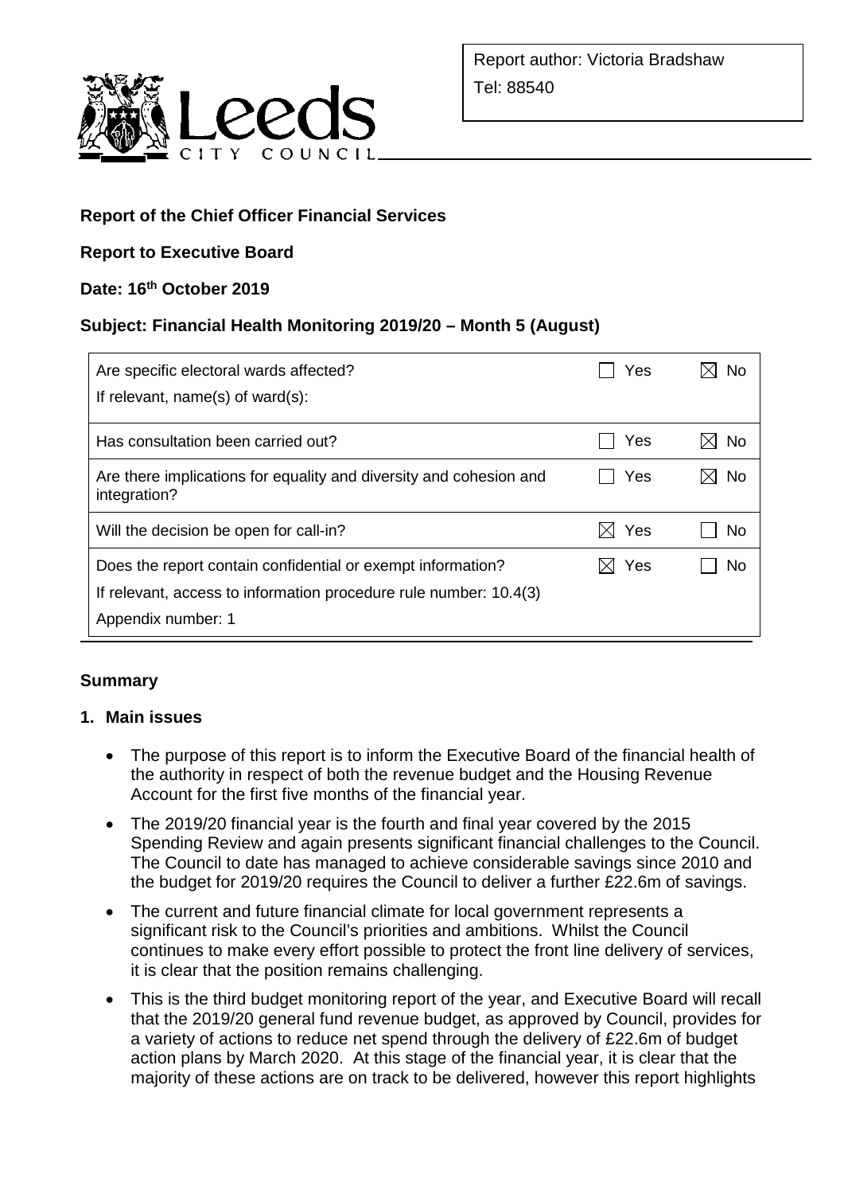Report author: Victoria Bradshaw

Tel: 88540

**Report of the Chief Officer Financial Services**

**Report to Executive Board**

**Date: 16th October 2019**

**Subject: Financial Health Monitoring 2019/20 – Month 5 (August)**

| | | |
|---|---|---|
| Are specific electoral wards affected?<br>If relevant, name(s) of ward(s): | ☐ Yes | ☒ No |
| Has consultation been carried out? | ☐ Yes | ☒ No |
| Are there implications for equality and diversity and cohesion and integration? | ☐ Yes | ☒ No |
| Will the decision be open for call-in? | ☒ Yes | ☐ No |
| Does the report contain confidential or exempt information?<br>If relevant, access to information procedure rule number: 10.4(3)<br>Appendix number: 1 | ☒ Yes | ☐ No |

## Summary

### 1. Main issues

- The purpose of this report is to inform the Executive Board of the financial health of the authority in respect of both the revenue budget and the Housing Revenue Account for the first five months of the financial year.
- The 2019/20 financial year is the fourth and final year covered by the 2015 Spending Review and again presents significant financial challenges to the Council. The Council to date has managed to achieve considerable savings since 2010 and the budget for 2019/20 requires the Council to deliver a further £22.6m of savings.
- The current and future financial climate for local government represents a significant risk to the Council's priorities and ambitions. Whilst the Council continues to make every effort possible to protect the front line delivery of services, it is clear that the position remains challenging.
- This is the third budget monitoring report of the year, and Executive Board will recall that the 2019/20 general fund revenue budget, as approved by Council, provides for a variety of actions to reduce net spend through the delivery of £22.6m of budget action plans by March 2020. At this stage of the financial year, it is clear that the majority of these actions are on track to be delivered, however this report highlights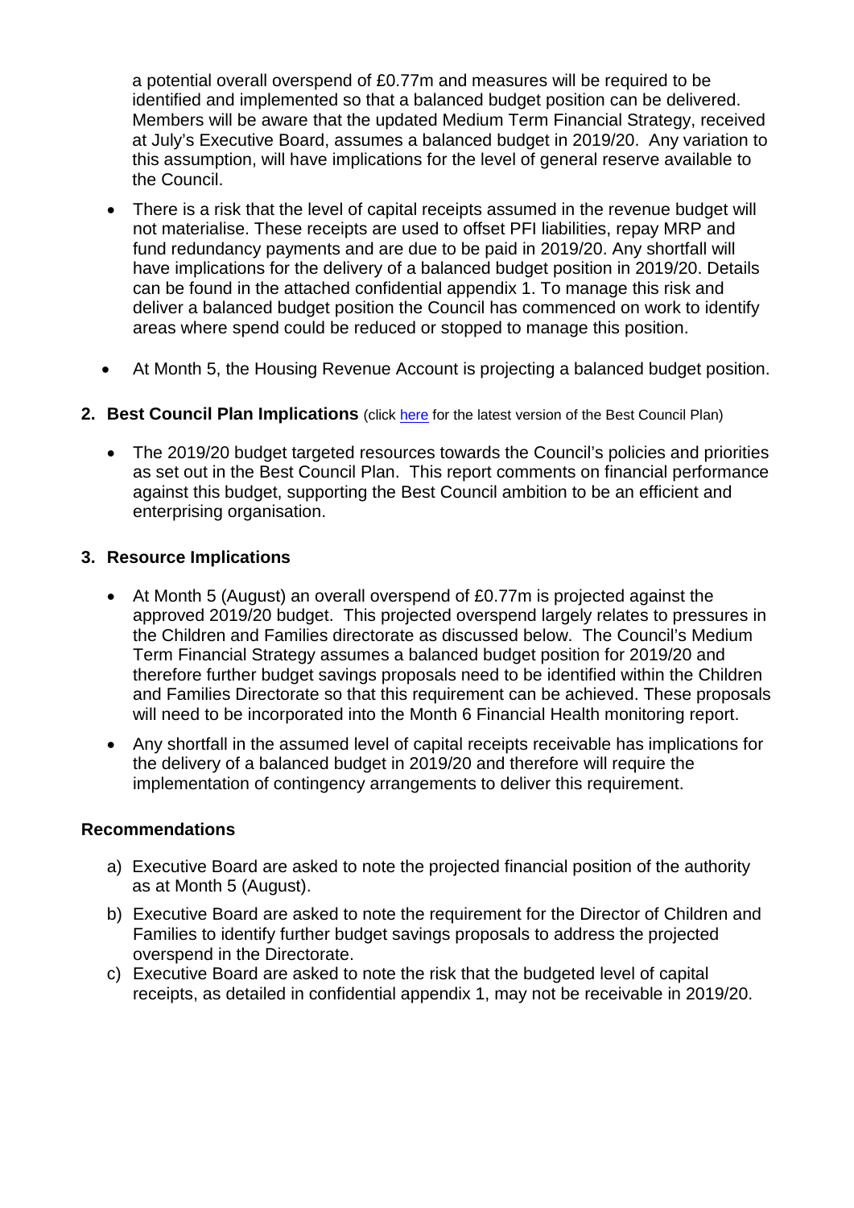a potential overall overspend of £0.77m and measures will be required to be identified and implemented so that a balanced budget position can be delivered. Members will be aware that the updated Medium Term Financial Strategy, received at July's Executive Board, assumes a balanced budget in 2019/20. Any variation to this assumption, will have implications for the level of general reserve available to the Council.

- There is a risk that the level of capital receipts assumed in the revenue budget will not materialise. These receipts are used to offset PFI liabilities, repay MRP and fund redundancy payments and are due to be paid in 2019/20. Any shortfall will have implications for the delivery of a balanced budget position in 2019/20. Details can be found in the attached confidential appendix 1. To manage this risk and deliver a balanced budget position the Council has commenced on work to identify areas where spend could be reduced or stopped to manage this position.
- At Month 5, the Housing Revenue Account is projecting a balanced budget position.

## 2. Best Council Plan Implications (click here for the latest version of the Best Council Plan)

- The 2019/20 budget targeted resources towards the Council's policies and priorities as set out in the Best Council Plan. This report comments on financial performance against this budget, supporting the Best Council ambition to be an efficient and enterprising organisation.

## 3. Resource Implications

- At Month 5 (August) an overall overspend of £0.77m is projected against the approved 2019/20 budget. This projected overspend largely relates to pressures in the Children and Families directorate as discussed below. The Council's Medium Term Financial Strategy assumes a balanced budget position for 2019/20 and therefore further budget savings proposals need to be identified within the Children and Families Directorate so that this requirement can be achieved. These proposals will need to be incorporated into the Month 6 Financial Health monitoring report.
- Any shortfall in the assumed level of capital receipts receivable has implications for the delivery of a balanced budget in 2019/20 and therefore will require the implementation of contingency arrangements to deliver this requirement.

## Recommendations

a) Executive Board are asked to note the projected financial position of the authority as at Month 5 (August).

b) Executive Board are asked to note the requirement for the Director of Children and Families to identify further budget savings proposals to address the projected overspend in the Directorate.

c) Executive Board are asked to note the risk that the budgeted level of capital receipts, as detailed in confidential appendix 1, may not be receivable in 2019/20.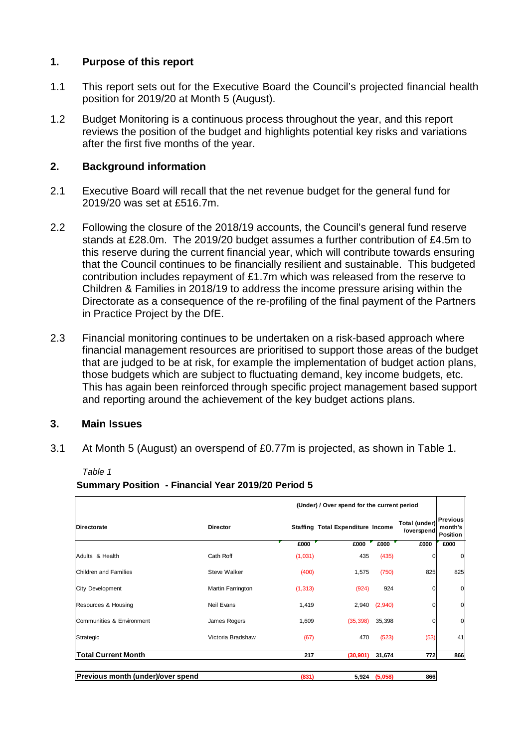## 1. Purpose of this report

1.1 This report sets out for the Executive Board the Council's projected financial health position for 2019/20 at Month 5 (August).

1.2 Budget Monitoring is a continuous process throughout the year, and this report reviews the position of the budget and highlights potential key risks and variations after the first five months of the year.

## 2. Background information

2.1 Executive Board will recall that the net revenue budget for the general fund for 2019/20 was set at £516.7m.

2.2 Following the closure of the 2018/19 accounts, the Council's general fund reserve stands at £28.0m. The 2019/20 budget assumes a further contribution of £4.5m to this reserve during the current financial year, which will contribute towards ensuring that the Council continues to be financially resilient and sustainable. This budgeted contribution includes repayment of £1.7m which was released from the reserve to Children & Families in 2018/19 to address the income pressure arising within the Directorate as a consequence of the re-profiling of the final payment of the Partners in Practice Project by the DfE.

2.3 Financial monitoring continues to be undertaken on a risk-based approach where financial management resources are prioritised to support those areas of the budget that are judged to be at risk, for example the implementation of budget action plans, those budgets which are subject to fluctuating demand, key income budgets, etc. This has again been reinforced through specific project management based support and reporting around the achievement of the key budget actions plans.

## 3. Main Issues

3.1 At Month 5 (August) an overspend of £0.77m is projected, as shown in Table 1.

*Table 1*

**Summary Position - Financial Year 2019/20 Period 5**

| | | (Under) / Over spend for the current period | | | | |
|---|---|---|---|---|---|---|
| **Directorate** | **Director** | **Staffing** | **Total Expenditure** | **Income** | **Total (under) /overspend** | **Previous month's Position** |
| | | **£000** | **£000** | **£000** | **£000** | **£000** |
| Adults & Health | Cath Roff | (1,031) | 435 | (435) | 0 | 0 |
| Children and Families | Steve Walker | (400) | 1,575 | (750) | 825 | 825 |
| City Development | Martin Farrington | (1,313) | (924) | 924 | 0 | 0 |
| Resources & Housing | Neil Evans | 1,419 | 2,940 | (2,940) | 0 | 0 |
| Communities & Environment | James Rogers | 1,609 | (35,398) | 35,398 | 0 | 0 |
| Strategic | Victoria Bradshaw | (67) | 470 | (523) | (53) | 41 |
| **Total Current Month** | | **217** | **(30,901)** | **31,674** | **772** | **866** |
| **Previous month (under)/over spend** | | **(831)** | **5,924** | **(5,058)** | **866** | |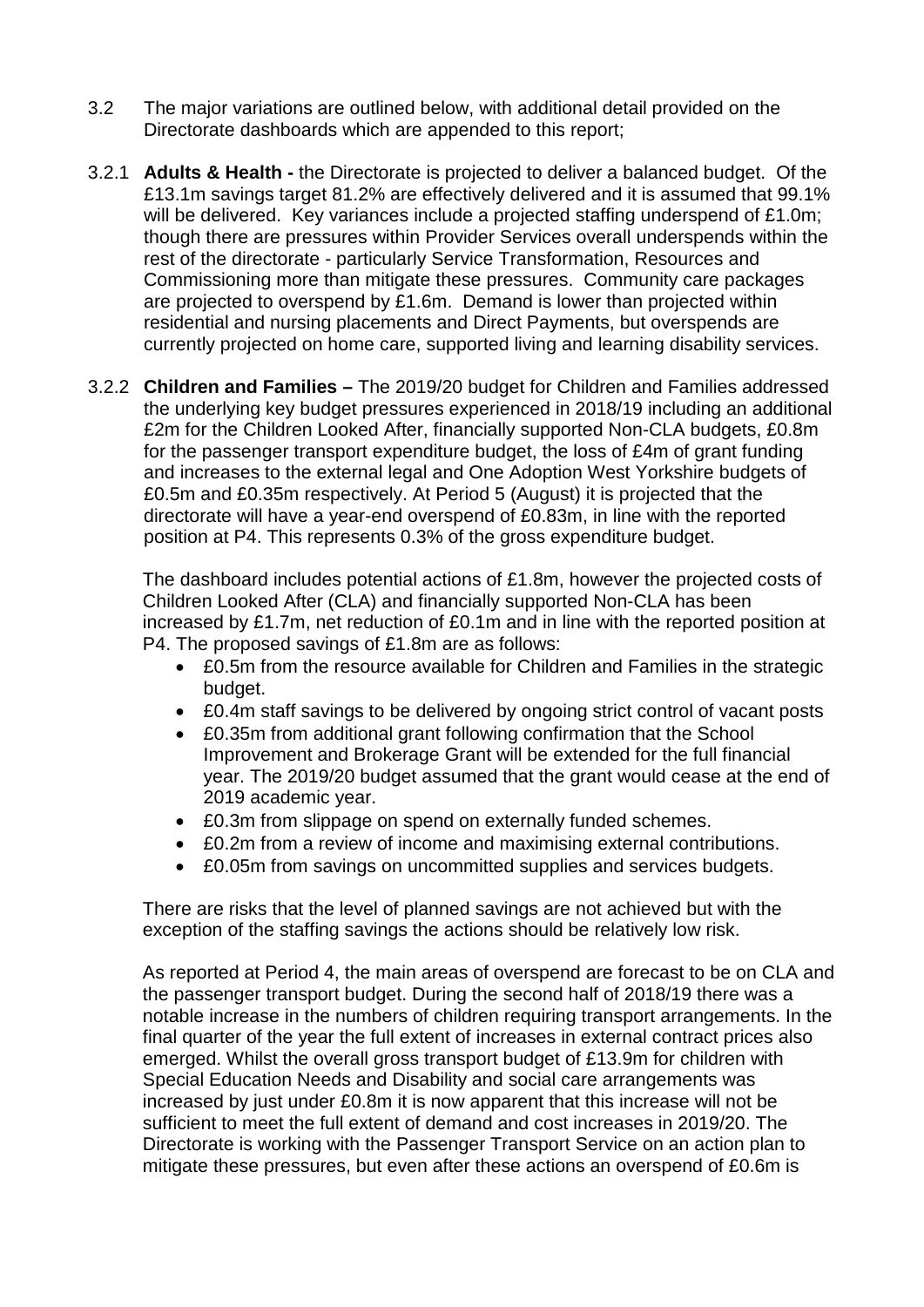3.2 The major variations are outlined below, with additional detail provided on the Directorate dashboards which are appended to this report;

3.2.1 **Adults & Health -** the Directorate is projected to deliver a balanced budget. Of the £13.1m savings target 81.2% are effectively delivered and it is assumed that 99.1% will be delivered. Key variances include a projected staffing underspend of £1.0m; though there are pressures within Provider Services overall underspends within the rest of the directorate - particularly Service Transformation, Resources and Commissioning more than mitigate these pressures. Community care packages are projected to overspend by £1.6m. Demand is lower than projected within residential and nursing placements and Direct Payments, but overspends are currently projected on home care, supported living and learning disability services.

3.2.2 **Children and Families –** The 2019/20 budget for Children and Families addressed the underlying key budget pressures experienced in 2018/19 including an additional £2m for the Children Looked After, financially supported Non-CLA budgets, £0.8m for the passenger transport expenditure budget, the loss of £4m of grant funding and increases to the external legal and One Adoption West Yorkshire budgets of £0.5m and £0.35m respectively. At Period 5 (August) it is projected that the directorate will have a year-end overspend of £0.83m, in line with the reported position at P4. This represents 0.3% of the gross expenditure budget.

The dashboard includes potential actions of £1.8m, however the projected costs of Children Looked After (CLA) and financially supported Non-CLA has been increased by £1.7m, net reduction of £0.1m and in line with the reported position at P4. The proposed savings of £1.8m are as follows:

- £0.5m from the resource available for Children and Families in the strategic budget.
- £0.4m staff savings to be delivered by ongoing strict control of vacant posts
- £0.35m from additional grant following confirmation that the School Improvement and Brokerage Grant will be extended for the full financial year. The 2019/20 budget assumed that the grant would cease at the end of 2019 academic year.
- £0.3m from slippage on spend on externally funded schemes.
- £0.2m from a review of income and maximising external contributions.
- £0.05m from savings on uncommitted supplies and services budgets.

There are risks that the level of planned savings are not achieved but with the exception of the staffing savings the actions should be relatively low risk.

As reported at Period 4, the main areas of overspend are forecast to be on CLA and the passenger transport budget. During the second half of 2018/19 there was a notable increase in the numbers of children requiring transport arrangements. In the final quarter of the year the full extent of increases in external contract prices also emerged. Whilst the overall gross transport budget of £13.9m for children with Special Education Needs and Disability and social care arrangements was increased by just under £0.8m it is now apparent that this increase will not be sufficient to meet the full extent of demand and cost increases in 2019/20. The Directorate is working with the Passenger Transport Service on an action plan to mitigate these pressures, but even after these actions an overspend of £0.6m is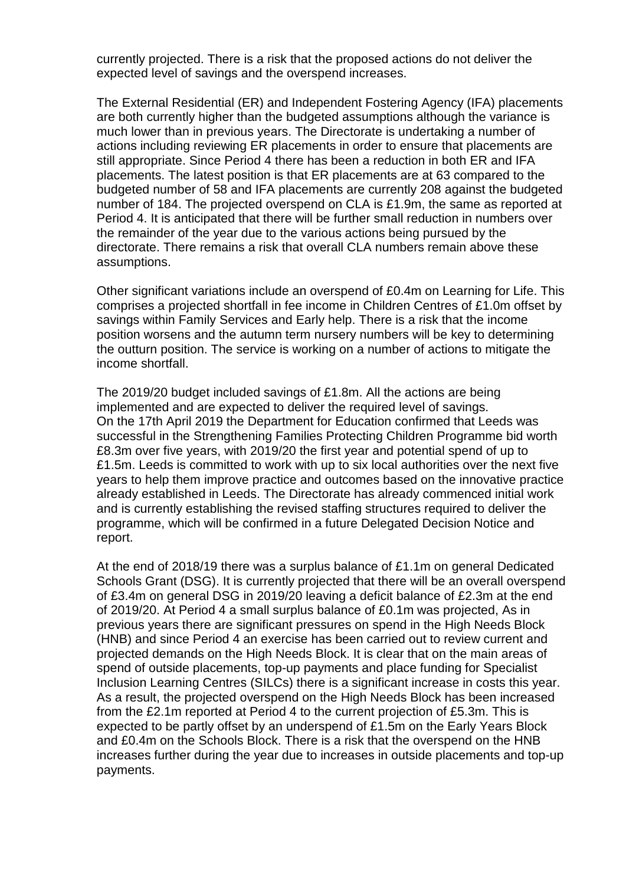currently projected. There is a risk that the proposed actions do not deliver the expected level of savings and the overspend increases.

The External Residential (ER) and Independent Fostering Agency (IFA) placements are both currently higher than the budgeted assumptions although the variance is much lower than in previous years. The Directorate is undertaking a number of actions including reviewing ER placements in order to ensure that placements are still appropriate. Since Period 4 there has been a reduction in both ER and IFA placements. The latest position is that ER placements are at 63 compared to the budgeted number of 58 and IFA placements are currently 208 against the budgeted number of 184. The projected overspend on CLA is £1.9m, the same as reported at Period 4. It is anticipated that there will be further small reduction in numbers over the remainder of the year due to the various actions being pursued by the directorate. There remains a risk that overall CLA numbers remain above these assumptions.

Other significant variations include an overspend of £0.4m on Learning for Life. This comprises a projected shortfall in fee income in Children Centres of £1.0m offset by savings within Family Services and Early help. There is a risk that the income position worsens and the autumn term nursery numbers will be key to determining the outturn position. The service is working on a number of actions to mitigate the income shortfall.

The 2019/20 budget included savings of £1.8m. All the actions are being implemented and are expected to deliver the required level of savings.
On the 17th April 2019 the Department for Education confirmed that Leeds was successful in the Strengthening Families Protecting Children Programme bid worth £8.3m over five years, with 2019/20 the first year and potential spend of up to £1.5m. Leeds is committed to work with up to six local authorities over the next five years to help them improve practice and outcomes based on the innovative practice already established in Leeds. The Directorate has already commenced initial work and is currently establishing the revised staffing structures required to deliver the programme, which will be confirmed in a future Delegated Decision Notice and report.

At the end of 2018/19 there was a surplus balance of £1.1m on general Dedicated Schools Grant (DSG). It is currently projected that there will be an overall overspend of £3.4m on general DSG in 2019/20 leaving a deficit balance of £2.3m at the end of 2019/20. At Period 4 a small surplus balance of £0.1m was projected, As in previous years there are significant pressures on spend in the High Needs Block (HNB) and since Period 4 an exercise has been carried out to review current and projected demands on the High Needs Block. It is clear that on the main areas of spend of outside placements, top-up payments and place funding for Specialist Inclusion Learning Centres (SILCs) there is a significant increase in costs this year. As a result, the projected overspend on the High Needs Block has been increased from the £2.1m reported at Period 4 to the current projection of £5.3m. This is expected to be partly offset by an underspend of £1.5m on the Early Years Block and £0.4m on the Schools Block. There is a risk that the overspend on the HNB increases further during the year due to increases in outside placements and top-up payments.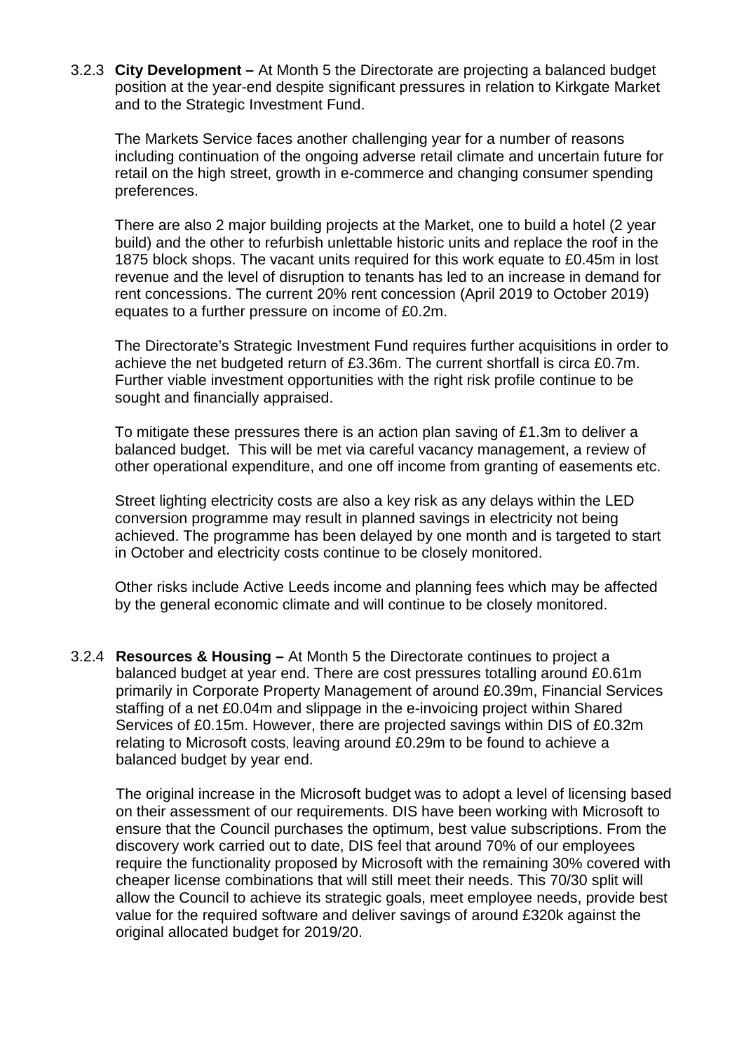3.2.3 **City Development –** At Month 5 the Directorate are projecting a balanced budget position at the year-end despite significant pressures in relation to Kirkgate Market and to the Strategic Investment Fund.

The Markets Service faces another challenging year for a number of reasons including continuation of the ongoing adverse retail climate and uncertain future for retail on the high street, growth in e-commerce and changing consumer spending preferences.

There are also 2 major building projects at the Market, one to build a hotel (2 year build) and the other to refurbish unlettable historic units and replace the roof in the 1875 block shops. The vacant units required for this work equate to £0.45m in lost revenue and the level of disruption to tenants has led to an increase in demand for rent concessions. The current 20% rent concession (April 2019 to October 2019) equates to a further pressure on income of £0.2m.

The Directorate's Strategic Investment Fund requires further acquisitions in order to achieve the net budgeted return of £3.36m. The current shortfall is circa £0.7m. Further viable investment opportunities with the right risk profile continue to be sought and financially appraised.

To mitigate these pressures there is an action plan saving of £1.3m to deliver a balanced budget. This will be met via careful vacancy management, a review of other operational expenditure, and one off income from granting of easements etc.

Street lighting electricity costs are also a key risk as any delays within the LED conversion programme may result in planned savings in electricity not being achieved. The programme has been delayed by one month and is targeted to start in October and electricity costs continue to be closely monitored.

Other risks include Active Leeds income and planning fees which may be affected by the general economic climate and will continue to be closely monitored.

3.2.4 **Resources & Housing –** At Month 5 the Directorate continues to project a balanced budget at year end. There are cost pressures totalling around £0.61m primarily in Corporate Property Management of around £0.39m, Financial Services staffing of a net £0.04m and slippage in the e-invoicing project within Shared Services of £0.15m. However, there are projected savings within DIS of £0.32m relating to Microsoft costs, leaving around £0.29m to be found to achieve a balanced budget by year end.

The original increase in the Microsoft budget was to adopt a level of licensing based on their assessment of our requirements. DIS have been working with Microsoft to ensure that the Council purchases the optimum, best value subscriptions. From the discovery work carried out to date, DIS feel that around 70% of our employees require the functionality proposed by Microsoft with the remaining 30% covered with cheaper license combinations that will still meet their needs. This 70/30 split will allow the Council to achieve its strategic goals, meet employee needs, provide best value for the required software and deliver savings of around £320k against the original allocated budget for 2019/20.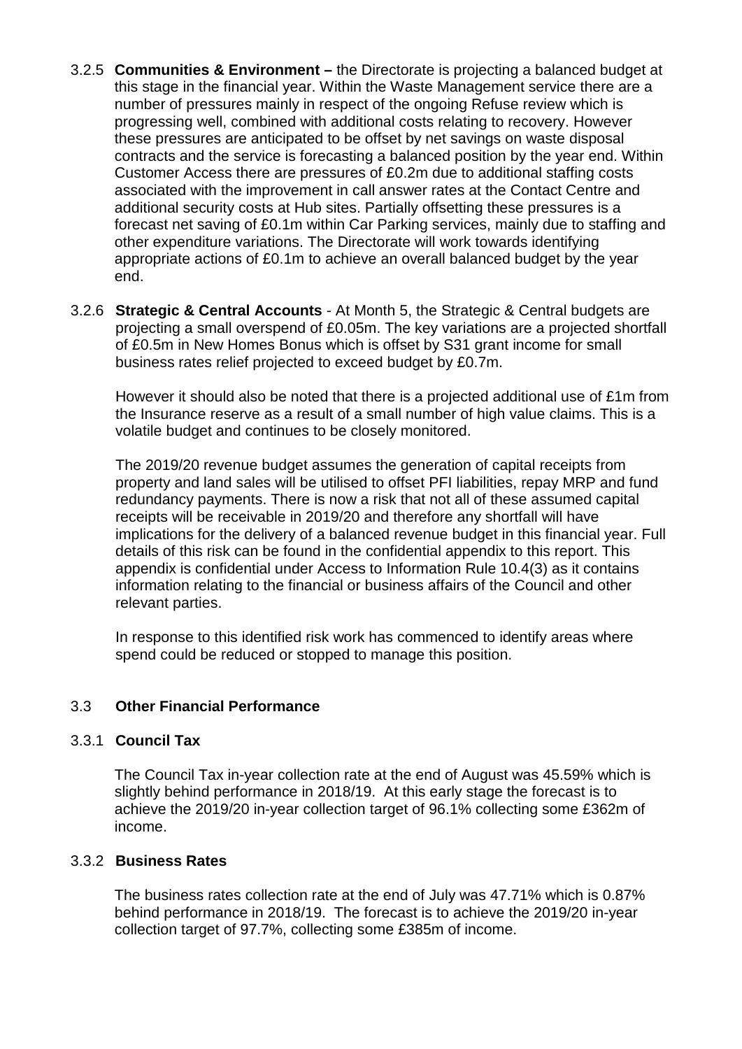3.2.5 **Communities & Environment –** the Directorate is projecting a balanced budget at this stage in the financial year. Within the Waste Management service there are a number of pressures mainly in respect of the ongoing Refuse review which is progressing well, combined with additional costs relating to recovery. However these pressures are anticipated to be offset by net savings on waste disposal contracts and the service is forecasting a balanced position by the year end. Within Customer Access there are pressures of £0.2m due to additional staffing costs associated with the improvement in call answer rates at the Contact Centre and additional security costs at Hub sites. Partially offsetting these pressures is a forecast net saving of £0.1m within Car Parking services, mainly due to staffing and other expenditure variations. The Directorate will work towards identifying appropriate actions of £0.1m to achieve an overall balanced budget by the year end.

3.2.6 **Strategic & Central Accounts** - At Month 5, the Strategic & Central budgets are projecting a small overspend of £0.05m. The key variations are a projected shortfall of £0.5m in New Homes Bonus which is offset by S31 grant income for small business rates relief projected to exceed budget by £0.7m.

However it should also be noted that there is a projected additional use of £1m from the Insurance reserve as a result of a small number of high value claims. This is a volatile budget and continues to be closely monitored.

The 2019/20 revenue budget assumes the generation of capital receipts from property and land sales will be utilised to offset PFI liabilities, repay MRP and fund redundancy payments. There is now a risk that not all of these assumed capital receipts will be receivable in 2019/20 and therefore any shortfall will have implications for the delivery of a balanced revenue budget in this financial year. Full details of this risk can be found in the confidential appendix to this report. This appendix is confidential under Access to Information Rule 10.4(3) as it contains information relating to the financial or business affairs of the Council and other relevant parties.

In response to this identified risk work has commenced to identify areas where spend could be reduced or stopped to manage this position.

## 3.3 Other Financial Performance

### 3.3.1 Council Tax

The Council Tax in-year collection rate at the end of August was 45.59% which is slightly behind performance in 2018/19. At this early stage the forecast is to achieve the 2019/20 in-year collection target of 96.1% collecting some £362m of income.

### 3.3.2 Business Rates

The business rates collection rate at the end of July was 47.71% which is 0.87% behind performance in 2018/19. The forecast is to achieve the 2019/20 in-year collection target of 97.7%, collecting some £385m of income.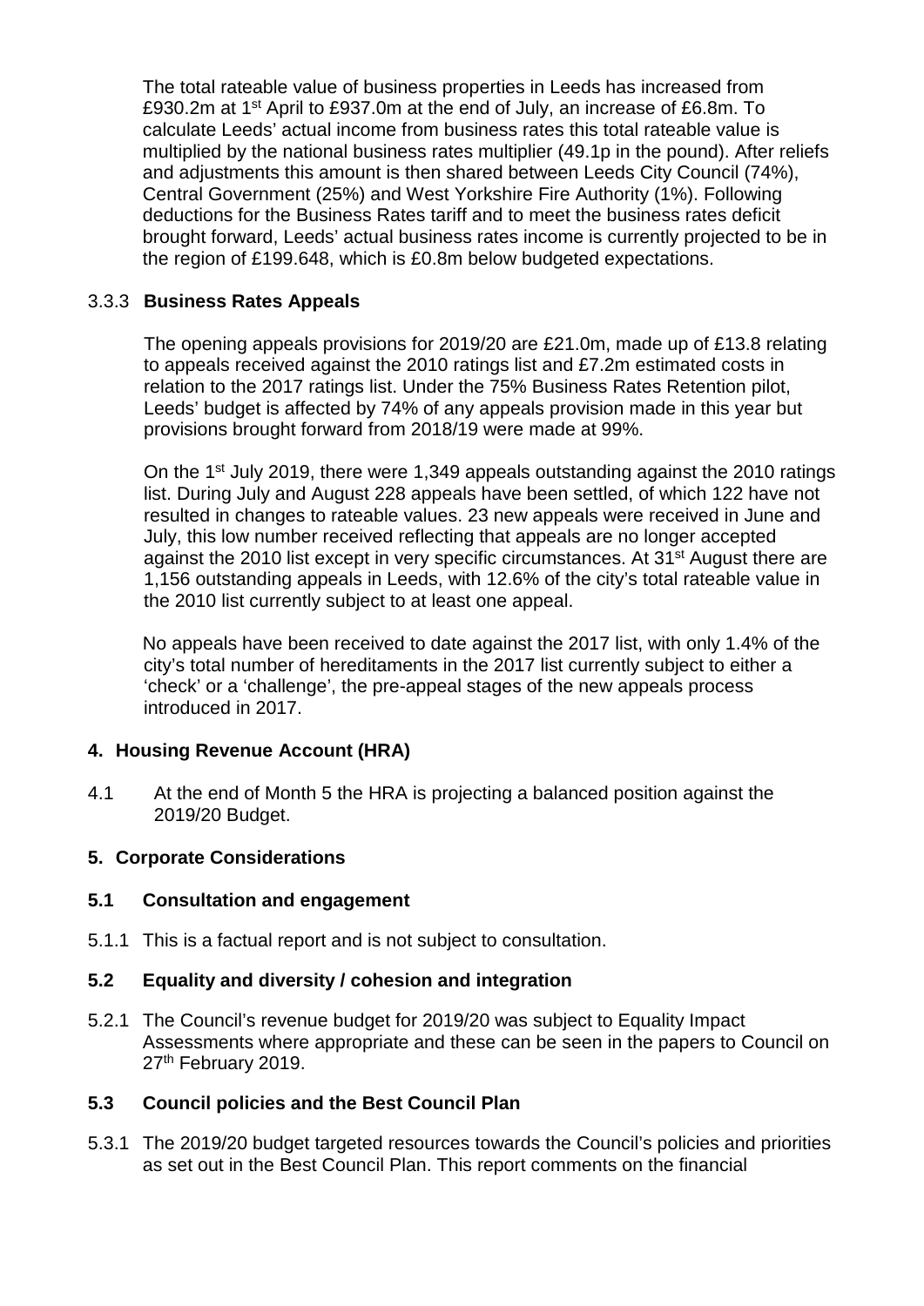The total rateable value of business properties in Leeds has increased from £930.2m at 1st April to £937.0m at the end of July, an increase of £6.8m. To calculate Leeds' actual income from business rates this total rateable value is multiplied by the national business rates multiplier (49.1p in the pound). After reliefs and adjustments this amount is then shared between Leeds City Council (74%), Central Government (25%) and West Yorkshire Fire Authority (1%). Following deductions for the Business Rates tariff and to meet the business rates deficit brought forward, Leeds' actual business rates income is currently projected to be in the region of £199.648, which is £0.8m below budgeted expectations.

### 3.3.3 Business Rates Appeals

The opening appeals provisions for 2019/20 are £21.0m, made up of £13.8 relating to appeals received against the 2010 ratings list and £7.2m estimated costs in relation to the 2017 ratings list. Under the 75% Business Rates Retention pilot, Leeds' budget is affected by 74% of any appeals provision made in this year but provisions brought forward from 2018/19 were made at 99%.

On the 1st July 2019, there were 1,349 appeals outstanding against the 2010 ratings list. During July and August 228 appeals have been settled, of which 122 have not resulted in changes to rateable values. 23 new appeals were received in June and July, this low number received reflecting that appeals are no longer accepted against the 2010 list except in very specific circumstances. At 31st August there are 1,156 outstanding appeals in Leeds, with 12.6% of the city's total rateable value in the 2010 list currently subject to at least one appeal.

No appeals have been received to date against the 2017 list, with only 1.4% of the city's total number of hereditaments in the 2017 list currently subject to either a 'check' or a 'challenge', the pre-appeal stages of the new appeals process introduced in 2017.

## 4. Housing Revenue Account (HRA)

4.1 At the end of Month 5 the HRA is projecting a balanced position against the 2019/20 Budget.

## 5. Corporate Considerations

### 5.1 Consultation and engagement

5.1.1 This is a factual report and is not subject to consultation.

### 5.2 Equality and diversity / cohesion and integration

5.2.1 The Council's revenue budget for 2019/20 was subject to Equality Impact Assessments where appropriate and these can be seen in the papers to Council on 27th February 2019.

### 5.3 Council policies and the Best Council Plan

5.3.1 The 2019/20 budget targeted resources towards the Council's policies and priorities as set out in the Best Council Plan. This report comments on the financial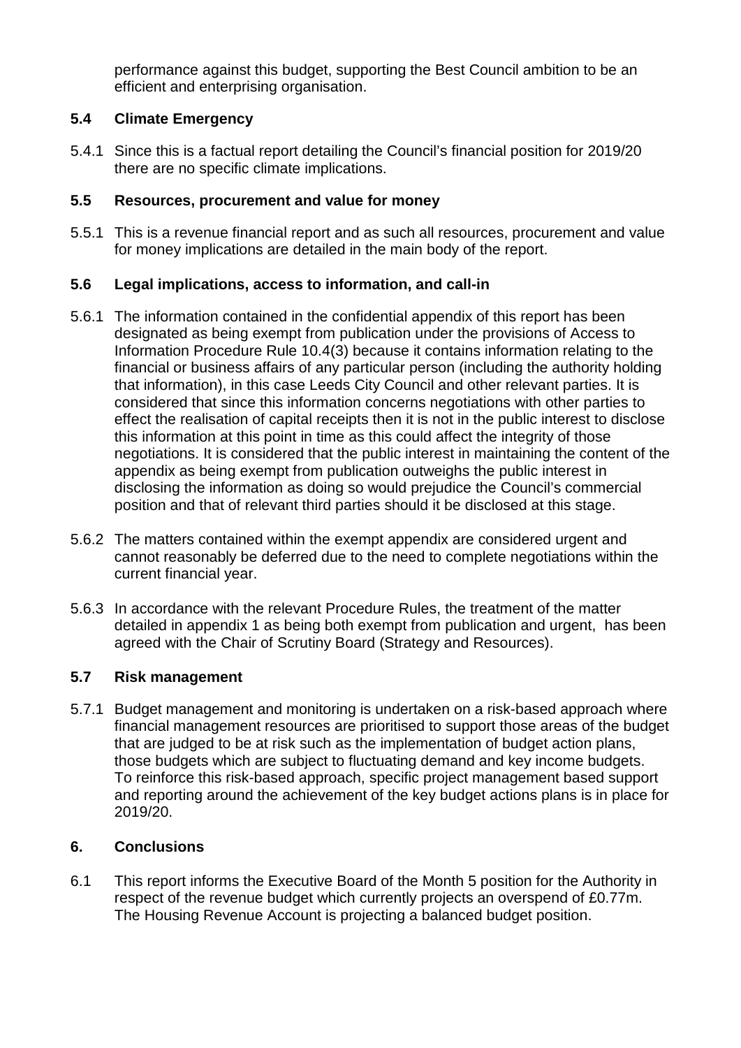performance against this budget, supporting the Best Council ambition to be an efficient and enterprising organisation.

### 5.4 Climate Emergency

5.4.1 Since this is a factual report detailing the Council's financial position for 2019/20 there are no specific climate implications.

### 5.5 Resources, procurement and value for money

5.5.1 This is a revenue financial report and as such all resources, procurement and value for money implications are detailed in the main body of the report.

### 5.6 Legal implications, access to information, and call-in

5.6.1 The information contained in the confidential appendix of this report has been designated as being exempt from publication under the provisions of Access to Information Procedure Rule 10.4(3) because it contains information relating to the financial or business affairs of any particular person (including the authority holding that information), in this case Leeds City Council and other relevant parties. It is considered that since this information concerns negotiations with other parties to effect the realisation of capital receipts then it is not in the public interest to disclose this information at this point in time as this could affect the integrity of those negotiations. It is considered that the public interest in maintaining the content of the appendix as being exempt from publication outweighs the public interest in disclosing the information as doing so would prejudice the Council's commercial position and that of relevant third parties should it be disclosed at this stage.

5.6.2 The matters contained within the exempt appendix are considered urgent and cannot reasonably be deferred due to the need to complete negotiations within the current financial year.

5.6.3 In accordance with the relevant Procedure Rules, the treatment of the matter detailed in appendix 1 as being both exempt from publication and urgent, has been agreed with the Chair of Scrutiny Board (Strategy and Resources).

### 5.7 Risk management

5.7.1 Budget management and monitoring is undertaken on a risk-based approach where financial management resources are prioritised to support those areas of the budget that are judged to be at risk such as the implementation of budget action plans, those budgets which are subject to fluctuating demand and key income budgets. To reinforce this risk-based approach, specific project management based support and reporting around the achievement of the key budget actions plans is in place for 2019/20.

## 6. Conclusions

6.1 This report informs the Executive Board of the Month 5 position for the Authority in respect of the revenue budget which currently projects an overspend of £0.77m. The Housing Revenue Account is projecting a balanced budget position.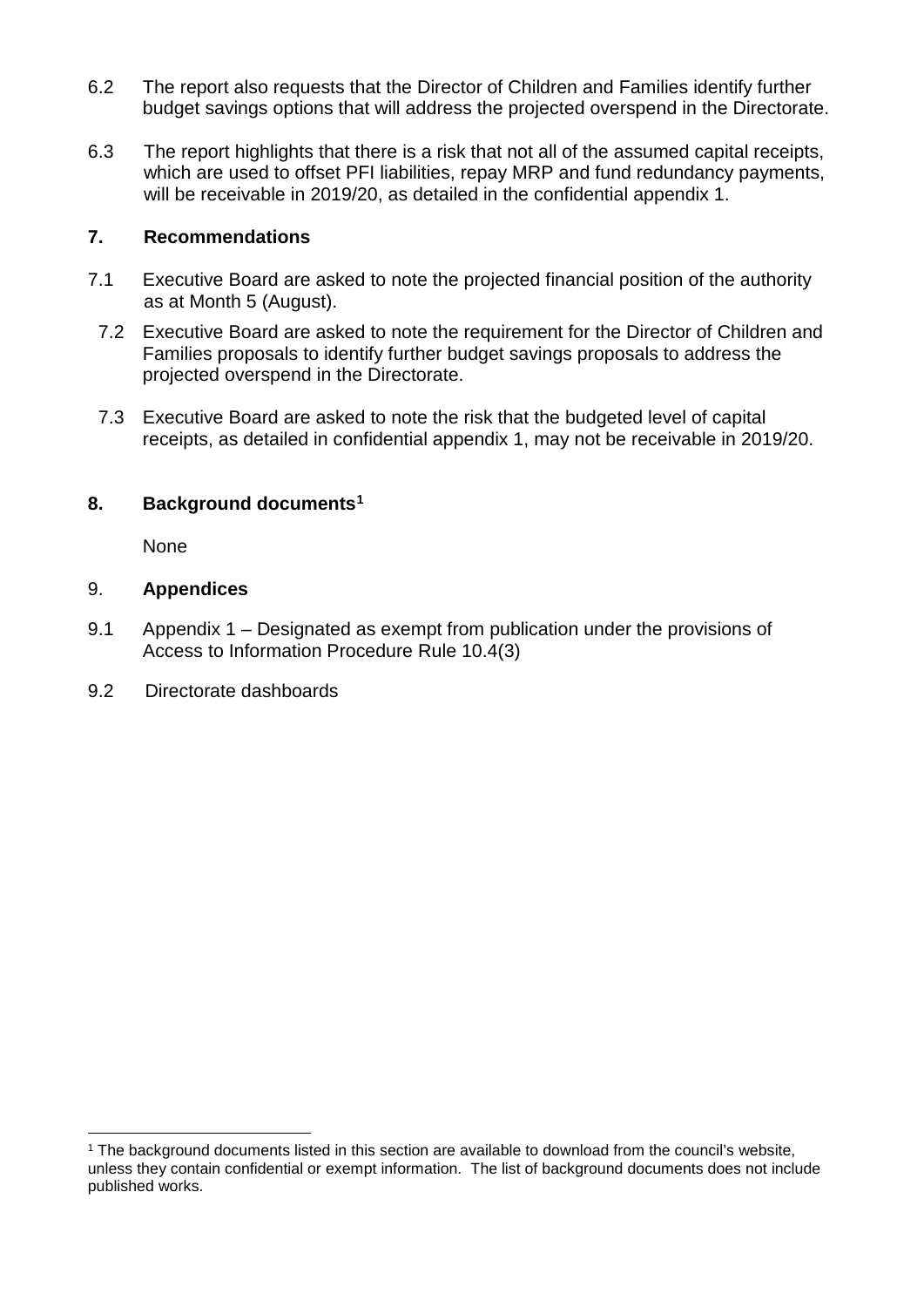6.2 The report also requests that the Director of Children and Families identify further budget savings options that will address the projected overspend in the Directorate.

6.3 The report highlights that there is a risk that not all of the assumed capital receipts, which are used to offset PFI liabilities, repay MRP and fund redundancy payments, will be receivable in 2019/20, as detailed in the confidential appendix 1.

## 7. Recommendations

7.1 Executive Board are asked to note the projected financial position of the authority as at Month 5 (August).

7.2 Executive Board are asked to note the requirement for the Director of Children and Families proposals to identify further budget savings proposals to address the projected overspend in the Directorate.

7.3 Executive Board are asked to note the risk that the budgeted level of capital receipts, as detailed in confidential appendix 1, may not be receivable in 2019/20.

## 8. Background documents[1]

None

## 9. Appendices

9.1 Appendix 1 – Designated as exempt from publication under the provisions of Access to Information Procedure Rule 10.4(3)

9.2 Directorate dashboards

---

[1] The background documents listed in this section are available to download from the council's website, unless they contain confidential or exempt information. The list of background documents does not include published works.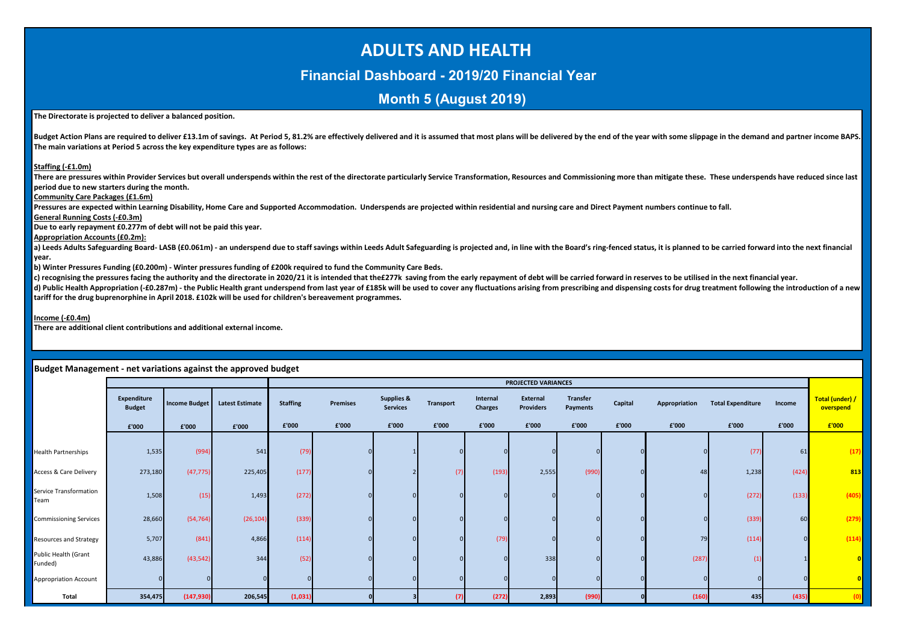# ADULTS AND HEALTH

## Financial Dashboard - 2019/20 Financial Year

## Month 5 (August 2019)

**The Directorate is projected to deliver a balanced position.**

**Budget Action Plans are required to deliver £13.1m of savings. At Period 5, 81.2% are effectively delivered and it is assumed that most plans will be delivered by the end of the year with some slippage in the demand and partner income BAPS. The main variations at Period 5 across the key expenditure types are as follows:**

**Staffing (-£1.0m)**

**There are pressures within Provider Services but overall underspends within the rest of the directorate particularly Service Transformation, Resources and Commissioning more than mitigate these. These underspends have reduced since last period due to new starters during the month.**

**Community Care Packages (£1.6m)**

**Pressures are expected within Learning Disability, Home Care and Supported Accommodation. Underspends are projected within residential and nursing care and Direct Payment numbers continue to fall.**

**General Running Costs (-£0.3m)**

**Due to early repayment £0.277m of debt will not be paid this year.**

**Appropriation Accounts (£0.2m):**

**a) Leeds Adults Safeguarding Board- LASB (£0.061m) - an underspend due to staff savings within Leeds Adult Safeguarding is projected and, in line with the Board's ring-fenced status, it is planned to be carried forward into the next financial year.**

**b) Winter Pressures Funding (£0.200m) - Winter pressures funding of £200k required to fund the Community Care Beds.**

**c) recognising the pressures facing the authority and the directorate in 2020/21 it is intended that the£277k saving from the early repayment of debt will be carried forward in reserves to be utilised in the next financial year.**

**d) Public Health Appropriation (-£0.287m) - the Public Health grant underspend from last year of £185k will be used to cover any fluctuations arising from prescribing and dispensing costs for drug treatment following the introduction of a new tariff for the drug buprenorphine in April 2018. £102k will be used for children's bereavement programmes.**

**Income (-£0.4m)**

**There are additional client contributions and additional external income.**

### Budget Management - net variations against the approved budget

| | | | | PROJECTED VARIANCES | | | | | | | | | | | |
|---|---|---|---|---|---|---|---|---|---|---|---|---|---|---|---|
| | Expenditure Budget | Income Budget | Latest Estimate | Staffing | Premises | Supplies & Services | Transport | Internal Charges | External Providers | Transfer Payments | Capital | Appropriation | Total Expenditure | Income | Total (under) / overspend |
| | £'000 | £'000 | £'000 | £'000 | £'000 | £'000 | £'000 | £'000 | £'000 | £'000 | £'000 | £'000 | £'000 | £'000 | £'000 |
| Health Partnerships | 1,535 | (994) | 541 | (79) | 0 | 1 | 0 | 0 | 0 | 0 | 0 | 0 | (77) | 61 | (17) |
| Access & Care Delivery | 273,180 | (47,775) | 225,405 | (177) | 0 | 2 | (7) | (193) | 2,555 | (990) | 0 | 48 | 1,238 | (424) | 813 |
| Service Transformation Team | 1,508 | (15) | 1,493 | (272) | 0 | 0 | 0 | 0 | 0 | 0 | 0 | 0 | (272) | (133) | (405) |
| Commissioning Services | 28,660 | (54,764) | (26,104) | (339) | 0 | 0 | 0 | 0 | 0 | 0 | 0 | 0 | (339) | 60 | (279) |
| Resources and Strategy | 5,707 | (841) | 4,866 | (114) | 0 | 0 | 0 | (79) | 0 | 0 | 0 | 79 | (114) | 0 | (114) |
| Public Health (Grant Funded) | 43,886 | (43,542) | 344 | (52) | 0 | 0 | 0 | 0 | 338 | 0 | 0 | (287) | (1) | 1 | 0 |
| Appropriation Account | 0 | 0 | 0 | 0 | 0 | 0 | 0 | 0 | 0 | 0 | 0 | 0 | 0 | 0 | 0 |
| **Total** | **354,475** | **(147,930)** | **206,545** | **(1,031)** | **0** | **3** | **(7)** | **(272)** | **2,893** | **(990)** | **0** | **(160)** | **435** | **(435)** | **(0)** |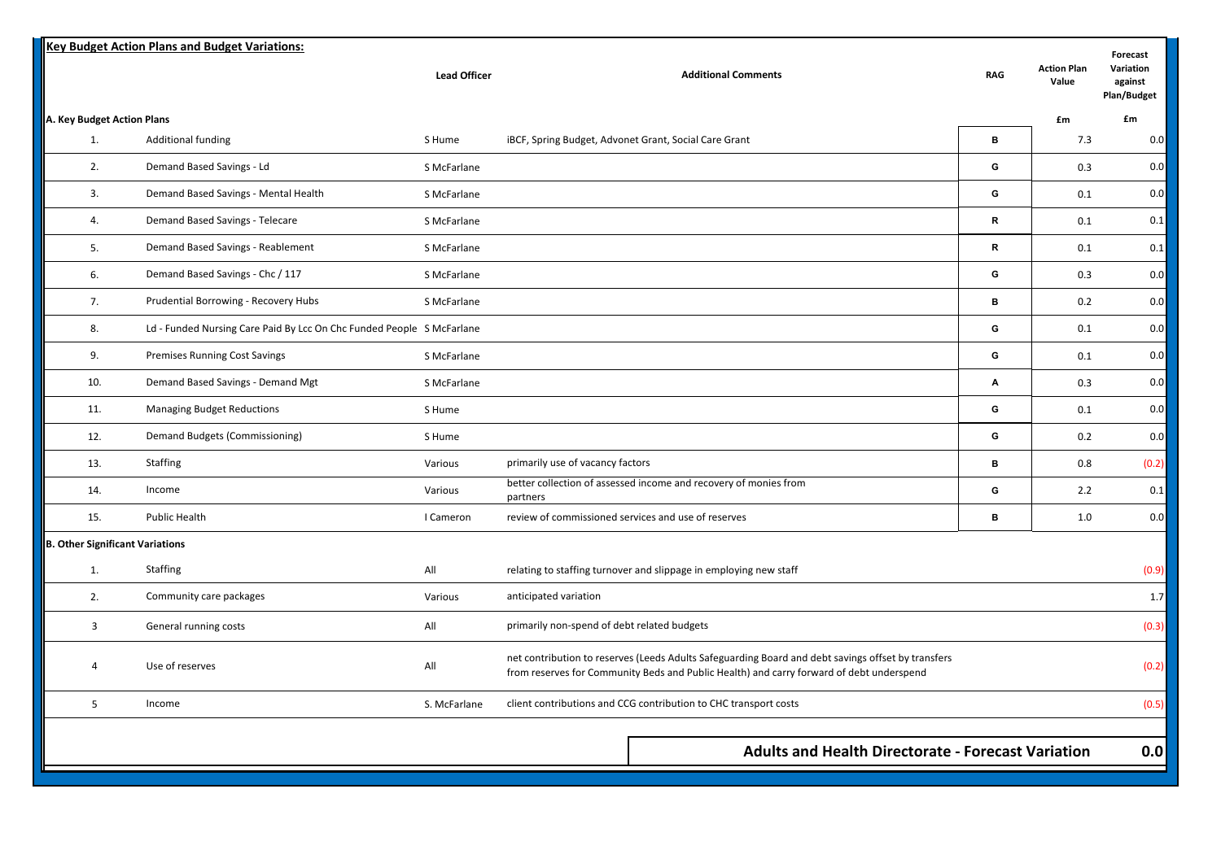**Key Budget Action Plans and Budget Variations:**

| | | Lead Officer | Additional Comments | RAG | Action Plan Value | Forecast Variation against Plan/Budget |
|---|---|---|---|---|---|---|
| **A. Key Budget Action Plans** | | | | | £m | £m |
| 1. | Additional funding | S Hume | iBCF, Spring Budget, Advonet Grant, Social Care Grant | B | 7.3 | 0.0 |
| 2. | Demand Based Savings - Ld | S McFarlane | | G | 0.3 | 0.0 |
| 3. | Demand Based Savings - Mental Health | S McFarlane | | G | 0.1 | 0.0 |
| 4. | Demand Based Savings - Telecare | S McFarlane | | R | 0.1 | 0.1 |
| 5. | Demand Based Savings - Reablement | S McFarlane | | R | 0.1 | 0.1 |
| 6. | Demand Based Savings - Chc / 117 | S McFarlane | | G | 0.3 | 0.0 |
| 7. | Prudential Borrowing - Recovery Hubs | S McFarlane | | B | 0.2 | 0.0 |
| 8. | Ld - Funded Nursing Care Paid By Lcc On Chc Funded People | S McFarlane | | G | 0.1 | 0.0 |
| 9. | Premises Running Cost Savings | S McFarlane | | G | 0.1 | 0.0 |
| 10. | Demand Based Savings - Demand Mgt | S McFarlane | | A | 0.3 | 0.0 |
| 11. | Managing Budget Reductions | S Hume | | G | 0.1 | 0.0 |
| 12. | Demand Budgets (Commissioning) | S Hume | | G | 0.2 | 0.0 |
| 13. | Staffing | Various | primarily use of vacancy factors | B | 0.8 | (0.2) |
| 14. | Income | Various | better collection of assessed income and recovery of monies from partners | G | 2.2 | 0.1 |
| 15. | Public Health | I Cameron | review of commissioned services and use of reserves | B | 1.0 | 0.0 |
| **B. Other Significant Variations** | | | | | | |
| 1. | Staffing | All | relating to staffing turnover and slippage in employing new staff | | | (0.9) |
| 2. | Community care packages | Various | anticipated variation | | | 1.7 |
| 3 | General running costs | All | primarily non-spend of debt related budgets | | | (0.3) |
| 4 | Use of reserves | All | net contribution to reserves (Leeds Adults Safeguarding Board and debt savings offset by transfers from reserves for Community Beds and Public Health) and carry forward of debt underspend | | | (0.2) |
| 5 | Income | S. McFarlane | client contributions and CCG contribution to CHC transport costs | | | (0.5) |
| | | | **Adults and Health Directorate - Forecast Variation** | | | **0.0** |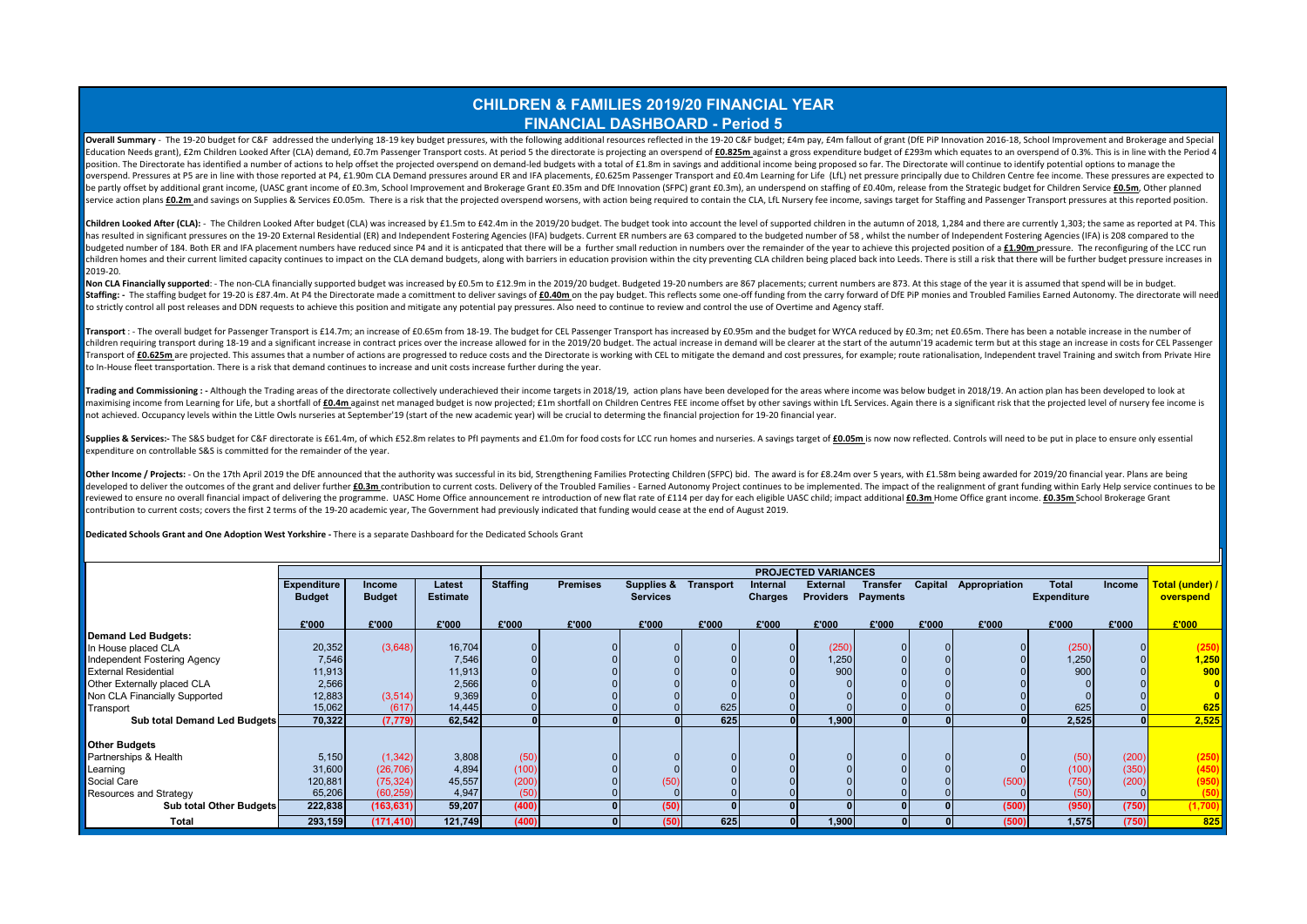# CHILDREN & FAMILIES 2019/20 FINANCIAL YEAR

## FINANCIAL DASHBOARD - Period 5

**Overall Summary** - The 19-20 budget for C&F addressed the underlying 18-19 key budget pressures, with the following additional resources reflected in the 19-20 C&F budget; £4m pay, £4m fallout of grant (DfE PiP Innovation 2016-18, School Improvement and Brokerage and Special Education Needs grant), £2m Children Looked After (CLA) demand, £0.7m Passenger Transport costs. At period 5 the directorate is projecting an overspend of **£0.825m** against a gross expenditure budget of £293m which equates to an overspend of 0.3%. This is in line with the Period 4 position. The Directorate has identified a number of actions to help offset the projected overspend on demand-led budgets with a total of £1.8m in savings and additional income being proposed so far. The Directorate will continue to identify potential options to manage the overspend. Pressures at P5 are in line with those reported at P4, £1.90m CLA Demand pressures around ER and IFA placements, £0.625m Passenger Transport and £0.4m Learning for Life (LfL) net pressure principally due to Children Centre fee income. These pressures are expected to be partly offset by additional grant income, (UASC grant income of £0.3m, School Improvement and Brokerage Grant £0.35m and DfE Innovation (SFPC) grant £0.3m), an underspend on staffing of £0.40m, release from the Strategic budget for Children Service **£0.5m**, Other planned service action plans **£0.2m** and savings on Supplies & Services £0.05m. There is a risk that the projected overspend worsens, with action being required to contain the CLA, LfL Nursery fee income, savings target for Staffing and Passenger Transport pressures at this reported position.

**Children Looked After (CLA):** - The Children Looked After budget (CLA) was increased by £1.5m to £42.4m in the 2019/20 budget. The budget took into account the level of supported children in the autumn of 2018, 1,284 and there are currently 1,303; the same as reported at P4. This has resulted in significant pressures on the 19-20 External Residential (ER) and Independent Fostering Agencies (IFA) budgets. Current ER numbers are 63 compared to the budgeted number of 58 , whilst the number of Independent Fostering Agencies (IFA) is 208 compared to the budgeted number of 184. Both ER and IFA placement numbers have reduced since P4 and it is anticpated that there will be a further small reduction in numbers over the remainder of the year to achieve this projected position of a **£1.90m** pressure. The reconfiguring of the LCC run children homes and their current limited capacity continues to impact on the CLA demand budgets, along with barriers in education provision within the city preventing CLA children being placed back into Leeds. There is still a risk that there will be further budget pressure increases in 2019-20.

**Non CLA Financially supported**: - The non-CLA financially supported budget was increased by £0.5m to £12.9m in the 2019/20 budget. Budgeted 19-20 numbers are 867 placements; current numbers are 873. At this stage of the year it is assumed that spend will be in budget.
**Staffing:** - The staffing budget for 19-20 is £87.4m. At P4 the Directorate made a comittment to deliver savings of **£0.40m** on the pay budget. This reflects some one-off funding from the carry forward of DfE PiP monies and Troubled Families Earned Autonomy. The directorate will need to strictly control all post releases and DDN requests to achieve this position and mitigate any potential pay pressures. Also need to continue to review and control the use of Overtime and Agency staff.

**Transport** : - The overall budget for Passenger Transport is £14.7m; an increase of £0.65m from 18-19. The budget for CEL Passenger Transport has increased by £0.95m and the budget for WYCA reduced by £0.3m; net £0.65m. There has been a notable increase in the number of children requiring transport during 18-19 and a significant increase in contract prices over the increase allowed for in the 2019/20 budget. The actual increase in demand will be clearer at the start of the autumn'19 academic term but at this stage an increase in costs for CEL Passenger Transport of **£0.625m** are projected. This assumes that a number of actions are progressed to reduce costs and the Directorate is working with CEL to mitigate the demand and cost pressures, for example; route rationalisation, Independent travel Training and switch from Private Hire to In-House fleet transportation. There is a risk that demand continues to increase and unit costs increase further during the year.

**Trading and Commissioning : -** Although the Trading areas of the directorate collectively underachieved their income targets in 2018/19, action plans have been developed for the areas where income was below budget in 2018/19. An action plan has been developed to look at maximising income from Learning for Life, but a shortfall of **£0.4m** against net managed budget is now projected; £1m shortfall on Children Centres FEE income offset by other savings within LfL Services. Again there is a significant risk that the projected level of nursery fee income is not achieved. Occupancy levels within the Little Owls nurseries at September'19 (start of the new academic year) will be crucial to determing the financial projection for 19-20 financial year.

**Supplies & Services:-** The S&S budget for C&F directorate is £61.4m, of which £52.8m relates to PfI payments and £1.0m for food costs for LCC run homes and nurseries. A savings target of **£0.05m** is now now reflected. Controls will need to be put in place to ensure only essential expenditure on controllable S&S is committed for the remainder of the year.

**Other Income / Projects:** - On the 17th April 2019 the DfE announced that the authority was successful in its bid, Strengthening Families Protecting Children (SFPC) bid. The award is for £8.24m over 5 years, with £1.58m being awarded for 2019/20 financial year. Plans are being developed to deliver the outcomes of the grant and deliver further **£0.3m** contribution to current costs. Delivery of the Troubled Families - Earned Autonomy Project continues to be implemented. The impact of the realignment of grant funding within Early Help service continues to be reviewed to ensure no overall financial impact of delivering the programme. UASC Home Office announcement re introduction of new flat rate of £114 per day for each eligible UASC child; impact additional **£0.3m** Home Office grant income. **£0.35m** School Brokerage Grant contribution to current costs; covers the first 2 terms of the 19-20 academic year, The Government had previously indicated that funding would cease at the end of August 2019.

**Dedicated Schools Grant and One Adoption West Yorkshire -** There is a separate Dashboard for the Dedicated Schools Grant

| | Expenditure Budget | Income Budget | Latest Estimate | PROJECTED VARIANCES | | | | | | | | | | | |
|---|---|---|---|---|---|---|---|---|---|---|---|---|---|---|---|
| | | | | Staffing | Premises | Supplies & Services | Transport | Internal Charges | External Providers | Transfer Payments | Capital | Appropriation | Total Expenditure | Income | Total (under) / overspend |
| | £'000 | £'000 | £'000 | £'000 | £'000 | £'000 | £'000 | £'000 | £'000 | £'000 | £'000 | £'000 | £'000 | £'000 | £'000 |
| **Demand Led Budgets:** | | | | | | | | | | | | | | | |
| In House placed CLA | 20,352 | (3,648) | 16,704 | 0 | 0 | 0 | 0 | 0 | (250) | 0 | 0 | 0 | (250) | 0 | **(250)** |
| Independent Fostering Agency | 7,546 | | 7,546 | 0 | 0 | 0 | 0 | 0 | 1,250 | 0 | 0 | 0 | 1,250 | 0 | **1,250** |
| External Residential | 11,913 | | 11,913 | 0 | 0 | 0 | 0 | 0 | 900 | 0 | 0 | 0 | 900 | 0 | **900** |
| Other Externally placed CLA | 2,566 | | 2,566 | 0 | 0 | 0 | 0 | 0 | 0 | 0 | 0 | 0 | 0 | 0 | **0** |
| Non CLA Financially Supported | 12,883 | (3,514) | 9,369 | 0 | 0 | 0 | 0 | 0 | 0 | 0 | 0 | 0 | 0 | 0 | **0** |
| Transport | 15,062 | (617) | 14,445 | 0 | 0 | 0 | 625 | 0 | 0 | 0 | 0 | 0 | 625 | 0 | **625** |
| **Sub total Demand Led Budgets** | **70,322** | **(7,779)** | **62,542** | **0** | **0** | **0** | **625** | **0** | **1,900** | **0** | **0** | **0** | **2,525** | **0** | **2,525** |
| **Other Budgets** | | | | | | | | | | | | | | | |
| Partnerships & Health | 5,150 | (1,342) | 3,808 | (50) | 0 | 0 | 0 | 0 | 0 | 0 | 0 | 0 | (50) | (200) | **(250)** |
| Learning | 31,600 | (26,706) | 4,894 | (100) | 0 | 0 | 0 | 0 | 0 | 0 | 0 | 0 | (100) | (350) | **(450)** |
| Social Care | 120,881 | (75,324) | 45,557 | (200) | 0 | (50) | 0 | 0 | 0 | 0 | 0 | (500) | (750) | (200) | **(950)** |
| Resources and Strategy | 65,206 | (60,259) | 4,947 | (50) | 0 | 0 | 0 | 0 | 0 | 0 | 0 | 0 | (50) | 0 | **(50)** |
| **Sub total Other Budgets** | **222,838** | **(163,631)** | **59,207** | **(400)** | **0** | **(50)** | **0** | **0** | **0** | **0** | **0** | **(500)** | **(950)** | **(750)** | **(1,700)** |
| **Total** | **293,159** | **(171,410)** | **121,749** | **(400)** | **0** | **(50)** | **625** | **0** | **1,900** | **0** | **0** | **(500)** | **1,575** | **(750)** | **825** |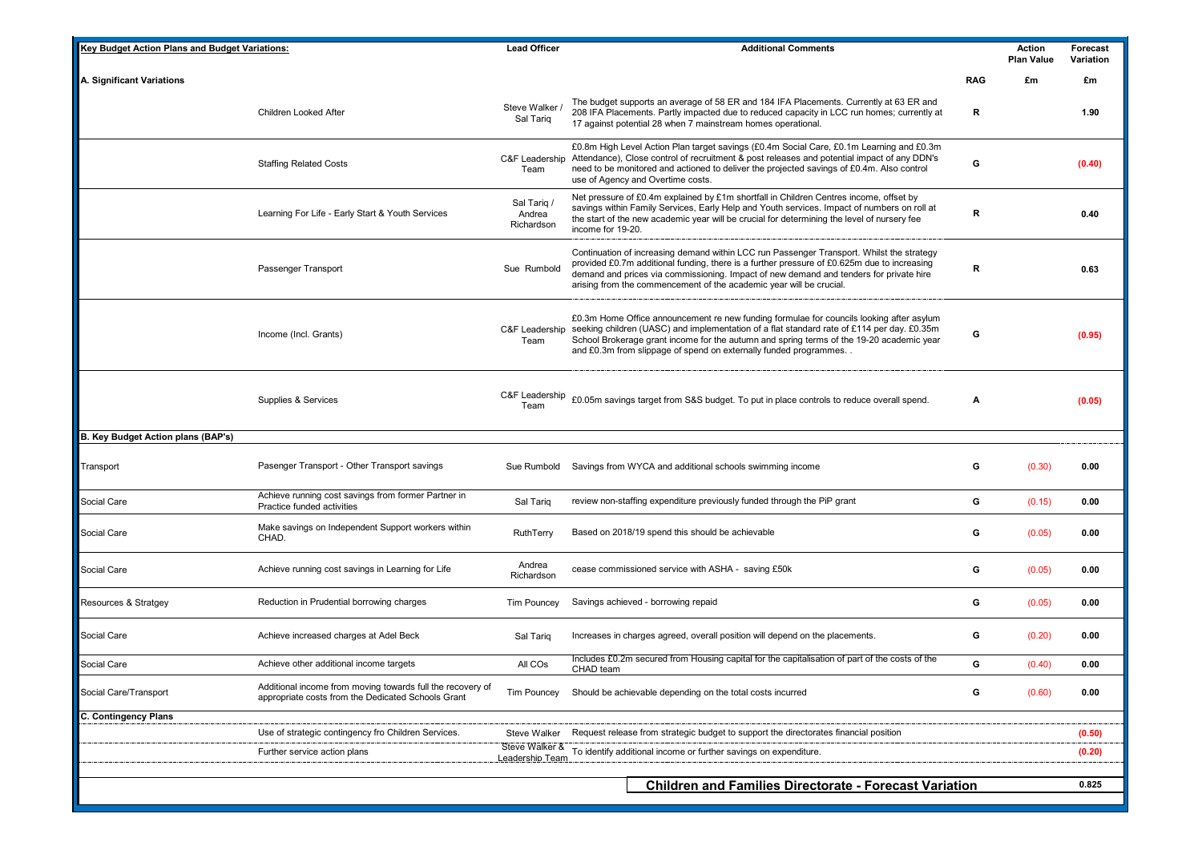| Key Budget Action Plans and Budget Variations: | | Lead Officer | Additional Comments | | Action Plan Value | Forecast Variation |
|---|---|---|---|---|---|---|
| **A. Significant Variations** | | | | **RAG** | **£m** | **£m** |
| | Children Looked After | Steve Walker / Sal Tariq | The budget supports an average of 58 ER and 184 IFA Placements. Currently at 63 ER and 208 IFA Placements. Partly impacted due to reduced capacity in LCC run homes; currently at 17 against potential 28 when 7 mainstream homes operational. | R | | 1.90 |
| | Staffing Related Costs | C&F Leadership Team | £0.8m High Level Action Plan target savings (£0.4m Social Care, £0.1m Learning and £0.3m Attendance), Close control of recruitment & post releases and potential impact of any DDN's need to be monitored and actioned to deliver the projected savings of £0.4m. Also control use of Agency and Overtime costs. | G | | (0.40) |
| | Learning For Life - Early Start & Youth Services | Sal Tariq / Andrea Richardson | Net pressure of £0.4m explained by £1m shortfall in Children Centres income, offset by savings within Family Services, Early Help and Youth services. Impact of numbers on roll at the start of the new academic year will be crucial for determining the level of nursery fee income for 19-20. | R | | 0.40 |
| | Passenger Transport | Sue Rumbold | Continuation of increasing demand within LCC run Passenger Transport. Whilst the strategy provided £0.7m additional funding, there is a further pressure of £0.625m due to increasing demand and prices via commissioning. Impact of new demand and tenders for private hire arising from the commencement of the academic year will be crucial. | R | | 0.63 |
| | Income (Incl. Grants) | C&F Leadership Team | £0.3m Home Office announcement re new funding formulae for councils looking after asylum seeking children (UASC) and implementation of a flat standard rate of £114 per day. £0.35m School Brokerage grant income for the autumn and spring terms of the 19-20 academic year and £0.3m from slippage of spend on externally funded programmes. . | G | | (0.95) |
| | Supplies & Services | C&F Leadership Team | £0.05m savings target from S&S budget. To put in place controls to reduce overall spend. | A | | (0.05) |
| **B. Key Budget Action plans (BAP's)** | | | | | | |
| Transport | Pasenger Transport - Other Transport savings | Sue Rumbold | Savings from WYCA and additional schools swimming income | G | (0.30) | 0.00 |
| Social Care | Achieve running cost savings from former Partner in Practice funded activities | Sal Tariq | review non-staffing expenditure previously funded through the PiP grant | G | (0.15) | 0.00 |
| Social Care | Make savings on Independent Support workers within CHAD. | RuthTerry | Based on 2018/19 spend this should be achievable | G | (0.05) | 0.00 |
| Social Care | Achieve running cost savings in Learning for Life | Andrea Richardson | cease commissioned service with ASHA - saving £50k | G | (0.05) | 0.00 |
| Resources & Stratgey | Reduction in Prudential borrowing charges | Tim Pouncey | Savings achieved - borrowing repaid | G | (0.05) | 0.00 |
| Social Care | Achieve increased charges at Adel Beck | Sal Tariq | Increases in charges agreed, overall position will depend on the placements. | G | (0.20) | 0.00 |
| Social Care | Achieve other additional income targets | All COs | Includes £0.2m secured from Housing capital for the capitalisation of part of the costs of the CHAD team | G | (0.40) | 0.00 |
| Social Care/Transport | Additional income from moving towards full the recovery of appropriate costs from the Dedicated Schools Grant | Tim Pouncey | Should be achievable depending on the total costs incurred | G | (0.60) | 0.00 |
| **C. Contingency Plans** | | | | | | |
| | Use of strategic contingency fro Children Services. | Steve Walker | Request release from strategic budget to support the directorates financial position | | | (0.50) |
| | Further service action plans | Steve Walker & Leadership Team | To identify additional income or further savings on expenditure. | | | (0.20) |
| | | | **Children and Families Directorate - Forecast Variation** | | | 0.825 |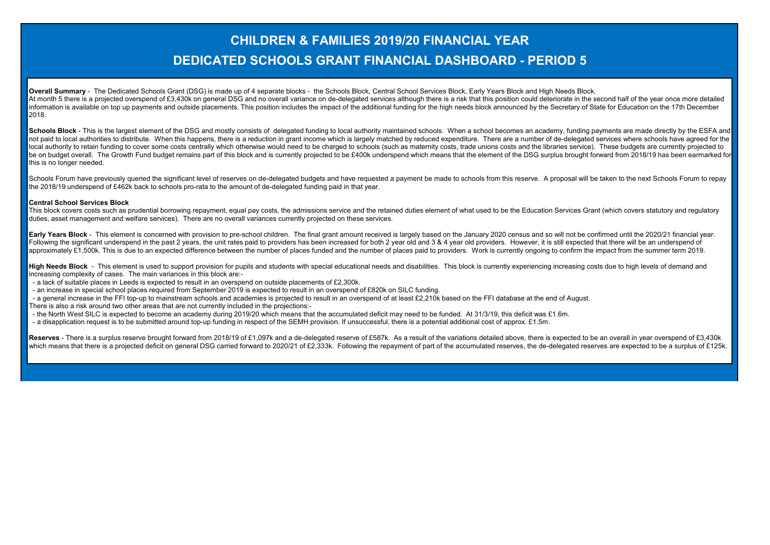# CHILDREN & FAMILIES 2019/20 FINANCIAL YEAR

## DEDICATED SCHOOLS GRANT FINANCIAL DASHBOARD - PERIOD 5

**Overall Summary** - The Dedicated Schools Grant (DSG) is made up of 4 separate blocks - the Schools Block, Central School Services Block, Early Years Block and High Needs Block. At month 5 there is a projected overspend of £3,430k on general DSG and no overall variance on de-delegated services although there is a risk that this position could deteriorate in the second half of the year once more detailed information is available on top up payments and outside placements. This position includes the impact of the additional funding for the high needs block announced by the Secretary of State for Education on the 17th December 2018.

**Schools Block** - This is the largest element of the DSG and mostly consists of delegated funding to local authority maintained schools. When a school becomes an academy, funding payments are made directly by the ESFA and not paid to local authorities to distribute. When this happens, there is a reduction in grant income which is largely matched by reduced expenditure. There are a number of de-delegated services where schools have agreed for the local authority to retain funding to cover some costs centrally which otherwise would need to be charged to schools (such as maternity costs, trade unions costs and the libraries service). These budgets are currently projected to be on budget overall. The Growth Fund budget remains part of this block and is currently projected to be £400k underspend which means that the element of the DSG surplus brought forward from 2018/19 has been earmarked for this is no longer needed.

Schools Forum have previously queried the significant level of reserves on de-delegated budgets and have requested a payment be made to schools from this reserve. A proposal will be taken to the next Schools Forum to repay the 2018/19 underspend of £462k back to schools pro-rata to the amount of de-delegated funding paid in that year.

**Central School Services Block**

This block covers costs such as prudential borrowing repayment, equal pay costs, the admissions service and the retained duties element of what used to be the Education Services Grant (which covers statutory and regulatory duties, asset management and welfare services). There are no overall variances currently projected on these services.

**Early Years Block** - This element is concerned with provision to pre-school children. The final grant amount received is largely based on the January 2020 census and so will not be confirmed until the 2020/21 financial year. Following the significant underspend in the past 2 years, the unit rates paid to providers has been increased for both 2 year old and 3 & 4 year old providers. However, it is still expected that there will be an underspend of approximately £1,500k. This is due to an expected difference between the number of places funded and the number of places paid to providers. Work is currently ongoing to confirm the impact from the summer term 2019.

**High Needs Block** - This element is used to support provision for pupils and students with special educational needs and disabilities. This block is currently experiencing increasing costs due to high levels of demand and increasing complexity of cases. The main variances in this block are:-

- a lack of suitable places in Leeds is expected to result in an overspend on outside placements of £2,300k.
- an increase in special school places required from September 2019 is expected to result in an overspend of £820k on SILC funding.
- a general increase in the FFI top-up to mainstream schools and academies is projected to result in an overspend of at least £2,210k based on the FFI database at the end of August.

There is also a risk around two other areas that are not currently included in the projections:-

- the North West SILC is expected to become an academy during 2019/20 which means that the accumulated deficit may need to be funded. At 31/3/19, this deficit was £1.6m.
- a disapplication request is to be submitted around top-up funding in respect of the SEMH provision. If unsuccessful, there is a potential additional cost of approx. £1.5m.

**Reserves** - There is a surplus reserve brought forward from 2018/19 of £1,097k and a de-delegated reserve of £587k. As a result of the variations detailed above, there is expected to be an overall in year overspend of £3,430k which means that there is a projected deficit on general DSG carried forward to 2020/21 of £2,333k. Following the repayment of part of the accumulated reserves, the de-delegated reserves are expected to be a surplus of £125k.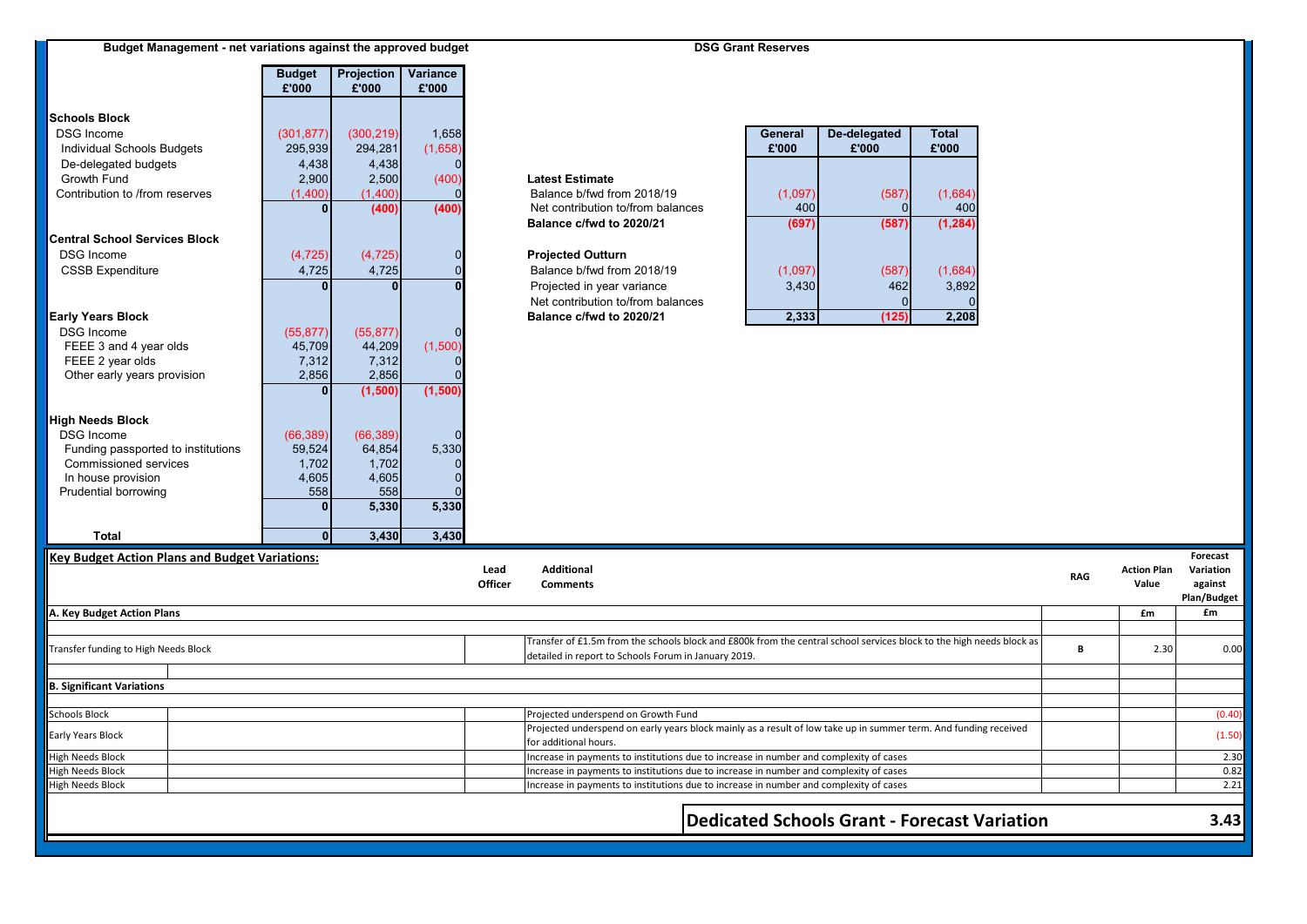## Budget Management - net variations against the approved budget

| | Budget £'000 | Projection £'000 | Variance £'000 |
|---|---|---|---|
| **Schools Block** | | | |
| DSG Income | (301,877) | (300,219) | 1,658 |
| Individual Schools Budgets | 295,939 | 294,281 | (1,658) |
| De-delegated budgets | 4,438 | 4,438 | 0 |
| Growth Fund | 2,900 | 2,500 | (400) |
| Contribution to /from reserves | (1,400) | (1,400) | 0 |
| | **0** | **(400)** | **(400)** |
| **Central School Services Block** | | | |
| DSG Income | (4,725) | (4,725) | 0 |
| CSSB Expenditure | 4,725 | 4,725 | 0 |
| | **0** | **0** | **0** |
| **Early Years Block** | | | |
| DSG Income | (55,877) | (55,877) | 0 |
| FEEE 3 and 4 year olds | 45,709 | 44,209 | (1,500) |
| FEEE 2 year olds | 7,312 | 7,312 | 0 |
| Other early years provision | 2,856 | 2,856 | 0 |
| | **0** | **(1,500)** | **(1,500)** |
| **High Needs Block** | | | |
| DSG Income | (66,389) | (66,389) | 0 |
| Funding passported to institutions | 59,524 | 64,854 | 5,330 |
| Commissioned services | 1,702 | 1,702 | 0 |
| In house provision | 4,605 | 4,605 | 0 |
| Prudential borrowing | 558 | 558 | 0 |
| | **0** | **5,330** | **5,330** |
| **Total** | **0** | **3,430** | **3,430** |

## DSG Grant Reserves

| | General £'000 | De-delegated £'000 | Total £'000 |
|---|---|---|---|
| **Latest Estimate** | | | |
| Balance b/fwd from 2018/19 | (1,097) | (587) | (1,684) |
| Net contribution to/from balances | 400 | 0 | 400 |
| **Balance c/fwd to 2020/21** | **(697)** | **(587)** | **(1,284)** |
| **Projected Outturn** | | | |
| Balance b/fwd from 2018/19 | (1,097) | (587) | (1,684) |
| Projected in year variance | 3,430 | 462 | 3,892 |
| Net contribution to/from balances | | 0 | 0 |
| **Balance c/fwd to 2020/21** | **2,333** | **(125)** | **2,208** |

## Key Budget Action Plans and Budget Variations:

| | | Lead Officer | Additional Comments | RAG | Action Plan Value | Forecast Variation against Plan/Budget |
|---|---|---|---|---|---|---|
| **A. Key Budget Action Plans** | | | | | £m | £m |
| Transfer funding to High Needs Block | | | Transfer of £1.5m from the schools block and £800k from the central school services block to the high needs block as detailed in report to Schools Forum in January 2019. | B | 2.30 | 0.00 |
| **B. Significant Variations** | | | | | | |
| Schools Block | | | Projected underspend on Growth Fund | | | (0.40) |
| Early Years Block | | | Projected underspend on early years block mainly as a result of low take up in summer term. And funding received for additional hours. | | | (1.50) |
| High Needs Block | | | Increase in payments to institutions due to increase in number and complexity of cases | | | 2.30 |
| High Needs Block | | | Increase in payments to institutions due to increase in number and complexity of cases | | | 0.82 |
| High Needs Block | | | Increase in payments to institutions due to increase in number and complexity of cases | | | 2.21 |
| | | | **Dedicated Schools Grant - Forecast Variation** | | | **3.43** |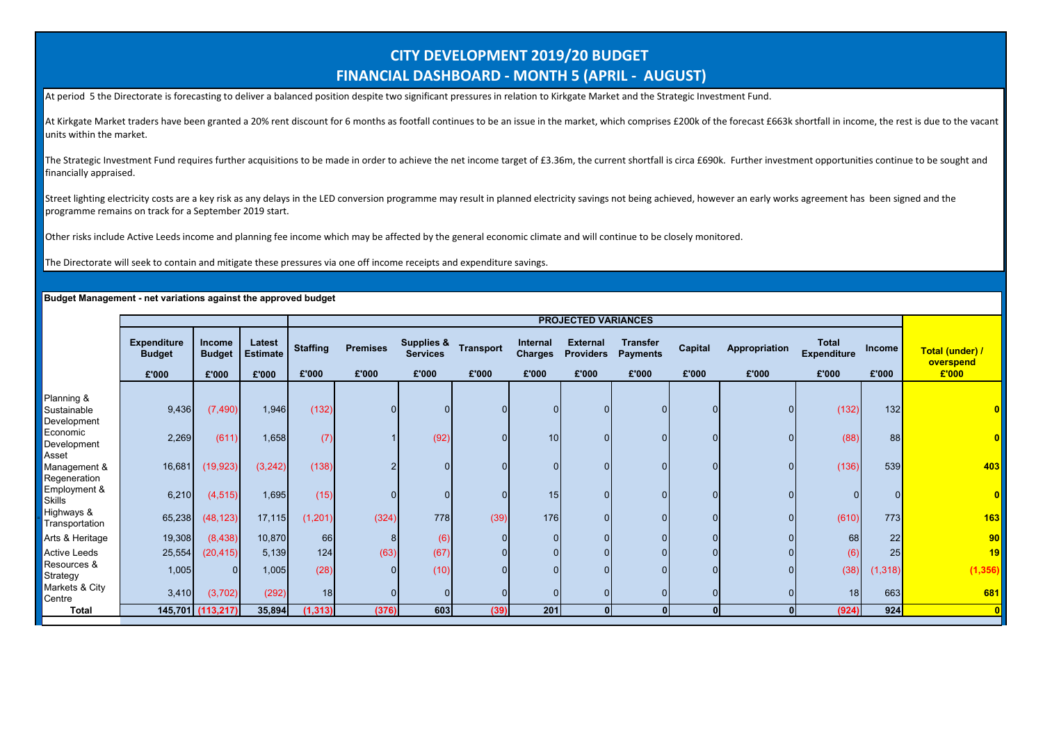# CITY DEVELOPMENT 2019/20 BUDGET
## FINANCIAL DASHBOARD - MONTH 5 (APRIL - AUGUST)

At period 5 the Directorate is forecasting to deliver a balanced position despite two significant pressures in relation to Kirkgate Market and the Strategic Investment Fund.

At Kirkgate Market traders have been granted a 20% rent discount for 6 months as footfall continues to be an issue in the market, which comprises £200k of the forecast £663k shortfall in income, the rest is due to the vacant units within the market.

The Strategic Investment Fund requires further acquisitions to be made in order to achieve the net income target of £3.36m, the current shortfall is circa £690k. Further investment opportunities continue to be sought and financially appraised.

Street lighting electricity costs are a key risk as any delays in the LED conversion programme may result in planned electricity savings not being achieved, however an early works agreement has been signed and the programme remains on track for a September 2019 start.

Other risks include Active Leeds income and planning fee income which may be affected by the general economic climate and will continue to be closely monitored.

The Directorate will seek to contain and mitigate these pressures via one off income receipts and expenditure savings.

**Budget Management - net variations against the approved budget**

| | | | | PROJECTED VARIANCES | | | | | | | | | | | |
|---|---|---|---|---|---|---|---|---|---|---|---|---|---|---|---|
| | Expenditure Budget | Income Budget | Latest Estimate | Staffing | Premises | Supplies & Services | Transport | Internal Charges | External Providers | Transfer Payments | Capital | Appropriation | Total Expenditure | Income | Total (under) / overspend |
| | £'000 | £'000 | £'000 | £'000 | £'000 | £'000 | £'000 | £'000 | £'000 | £'000 | £'000 | £'000 | £'000 | £'000 | £'000 |
| Planning & Sustainable Development | 9,436 | (7,490) | 1,946 | (132) | 0 | 0 | 0 | 0 | 0 | 0 | 0 | 0 | (132) | 132 | 0 |
| Economic Development | 2,269 | (611) | 1,658 | (7) | 1 | (92) | 0 | 10 | 0 | 0 | 0 | 0 | (88) | 88 | 0 |
| Asset Management & Regeneration | 16,681 | (19,923) | (3,242) | (138) | 2 | 0 | 0 | 0 | 0 | 0 | 0 | 0 | (136) | 539 | 403 |
| Employment & Skills | 6,210 | (4,515) | 1,695 | (15) | 0 | 0 | 0 | 15 | 0 | 0 | 0 | 0 | 0 | 0 | 0 |
| Highways & Transportation | 65,238 | (48,123) | 17,115 | (1,201) | (324) | 778 | (39) | 176 | 0 | 0 | 0 | 0 | (610) | 773 | 163 |
| Arts & Heritage | 19,308 | (8,438) | 10,870 | 66 | 8 | (6) | 0 | 0 | 0 | 0 | 0 | 0 | 68 | 22 | 90 |
| Active Leeds | 25,554 | (20,415) | 5,139 | 124 | (63) | (67) | 0 | 0 | 0 | 0 | 0 | 0 | (6) | 25 | 19 |
| Resources & Strategy | 1,005 | 0 | 1,005 | (28) | 0 | (10) | 0 | 0 | 0 | 0 | 0 | 0 | (38) | (1,318) | (1,356) |
| Markets & City Centre | 3,410 | (3,702) | (292) | 18 | 0 | 0 | 0 | 0 | 0 | 0 | 0 | 0 | 18 | 663 | 681 |
| **Total** | **145,701** | **(113,217)** | **35,894** | **(1,313)** | **(376)** | **603** | **(39)** | **201** | **0** | **0** | **0** | **0** | **(924)** | **924** | **0** |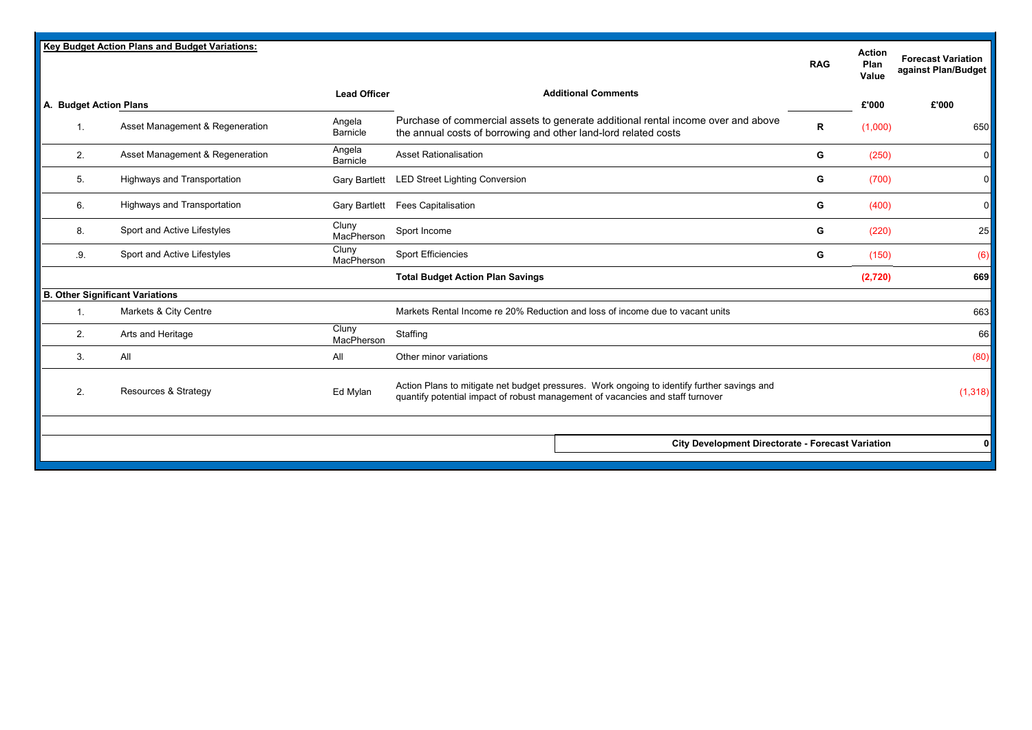**Key Budget Action Plans and Budget Variations:**

| | | Lead Officer | Additional Comments | RAG | Action Plan Value | Forecast Variation against Plan/Budget |
|---|---|---|---|---|---|---|
| **A. Budget Action Plans** | | | | | **£'000** | **£'000** |
| 1. | Asset Management & Regeneration | Angela Barnicle | Purchase of commercial assets to generate additional rental income over and above the annual costs of borrowing and other land-lord related costs | **R** | (1,000) | 650 |
| 2. | Asset Management & Regeneration | Angela Barnicle | Asset Rationalisation | **G** | (250) | 0 |
| 5. | Highways and Transportation | Gary Bartlett | LED Street Lighting Conversion | **G** | (700) | 0 |
| 6. | Highways and Transportation | Gary Bartlett | Fees Capitalisation | **G** | (400) | 0 |
| 8. | Sport and Active Lifestyles | Cluny MacPherson | Sport Income | **G** | (220) | 25 |
| .9. | Sport and Active Lifestyles | Cluny MacPherson | Sport Efficiencies | **G** | (150) | (6) |
| | | | **Total Budget Action Plan Savings** | | **(2,720)** | **669** |
| **B. Other Significant Variations** | | | | | | |
| 1. | Markets & City Centre | | Markets Rental Income re 20% Reduction and loss of income due to vacant units | | | 663 |
| 2. | Arts and Heritage | Cluny MacPherson | Staffing | | | 66 |
| 3. | All | All | Other minor variations | | | (80) |
| 2. | Resources & Strategy | Ed Mylan | Action Plans to mitigate net budget pressures. Work ongoing to identify further savings and quantify potential impact of robust management of vacancies and staff turnover | | | (1,318) |
| | | | **City Development Directorate - Forecast Variation** | | | **0** |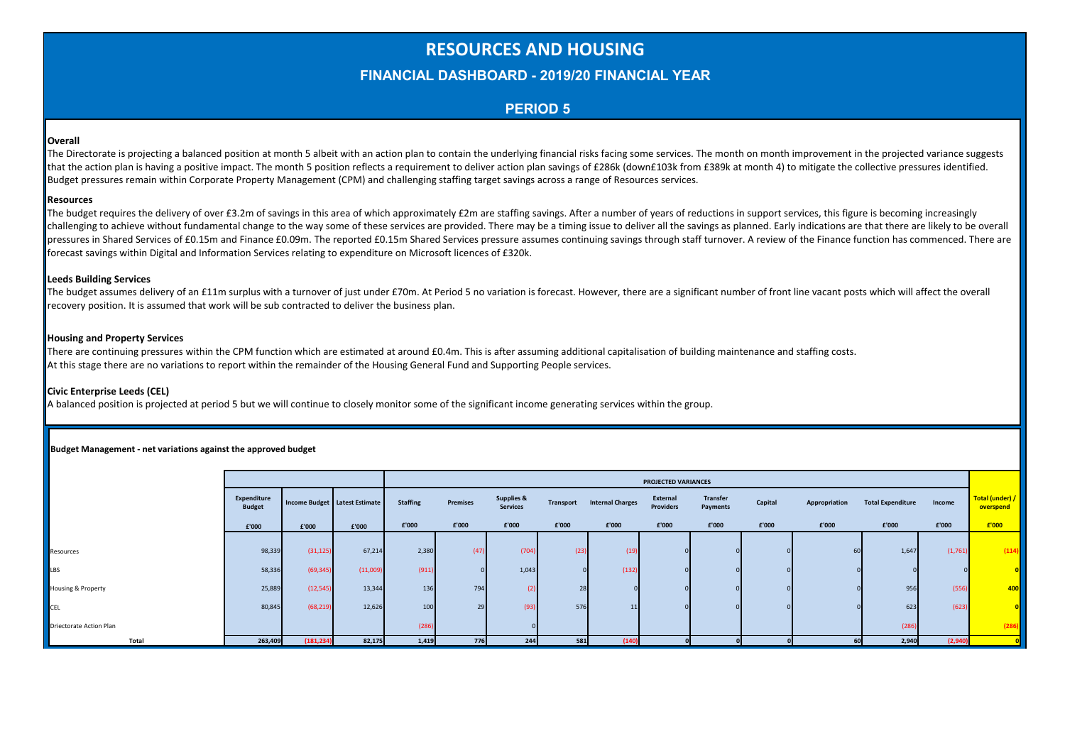# RESOURCES AND HOUSING

## FINANCIAL DASHBOARD - 2019/20 FINANCIAL YEAR

## PERIOD 5

**Overall**

The Directorate is projecting a balanced position at month 5 albeit with an action plan to contain the underlying financial risks facing some services. The month on month improvement in the projected variance suggests that the action plan is having a positive impact. The month 5 position reflects a requirement to deliver action plan savings of £286k (down£103k from £389k at month 4) to mitigate the collective pressures identified. Budget pressures remain within Corporate Property Management (CPM) and challenging staffing target savings across a range of Resources services.

**Resources**

The budget requires the delivery of over £3.2m of savings in this area of which approximately £2m are staffing savings. After a number of years of reductions in support services, this figure is becoming increasingly challenging to achieve without fundamental change to the way some of these services are provided. There may be a timing issue to deliver all the savings as planned. Early indications are that there are likely to be overall pressures in Shared Services of £0.15m and Finance £0.09m. The reported £0.15m Shared Services pressure assumes continuing savings through staff turnover. A review of the Finance function has commenced. There are forecast savings within Digital and Information Services relating to expenditure on Microsoft licences of £320k.

**Leeds Building Services**

The budget assumes delivery of an £11m surplus with a turnover of just under £70m. At Period 5 no variation is forecast. However, there are a significant number of front line vacant posts which will affect the overall recovery position. It is assumed that work will be sub contracted to deliver the business plan.

**Housing and Property Services**

There are continuing pressures within the CPM function which are estimated at around £0.4m. This is after assuming additional capitalisation of building maintenance and staffing costs.
At this stage there are no variations to report within the remainder of the Housing General Fund and Supporting People services.

**Civic Enterprise Leeds (CEL)**

A balanced position is projected at period 5 but we will continue to closely monitor some of the significant income generating services within the group.

**Budget Management - net variations against the approved budget**

| | | | | PROJECTED VARIANCES | | | | | | | | | | | | |
|---|---|---|---|---|---|---|---|---|---|---|---|---|---|---|---|---|
| | Expenditure Budget | Income Budget | Latest Estimate | Staffing | Premises | Supplies & Services | Transport | Internal Charges | External Providers | Transfer Payments | Capital | Appropriation | Total Expenditure | Income | Total (under) / overspend |
| | £'000 | £'000 | £'000 | £'000 | £'000 | £'000 | £'000 | £'000 | £'000 | £'000 | £'000 | £'000 | £'000 | £'000 | £'000 |
| Resources | 98,339 | (31,125) | 67,214 | 2,380 | (47) | (704) | (23) | (19) | 0 | 0 | 0 | 60 | 1,647 | (1,761) | (114) |
| LBS | 58,336 | (69,345) | (11,009) | (911) | 0 | 1,043 | 0 | (132) | 0 | 0 | 0 | 0 | 0 | 0 | 0 |
| Housing & Property | 25,889 | (12,545) | 13,344 | 136 | 794 | (2) | 28 | 0 | 0 | 0 | 0 | 0 | 956 | (556) | 400 |
| CEL | 80,845 | (68,219) | 12,626 | 100 | 29 | (93) | 576 | 11 | 0 | 0 | 0 | 0 | 623 | (623) | 0 |
| Driectorate Action Plan | | | | (286) | | 0 | | | | | | | (286) | | (286) |
| **Total** | **263,409** | **(181,234)** | **82,175** | **1,419** | **776** | **244** | **581** | **(140)** | **0** | **0** | **0** | **60** | **2,940** | **(2,940)** | **0** |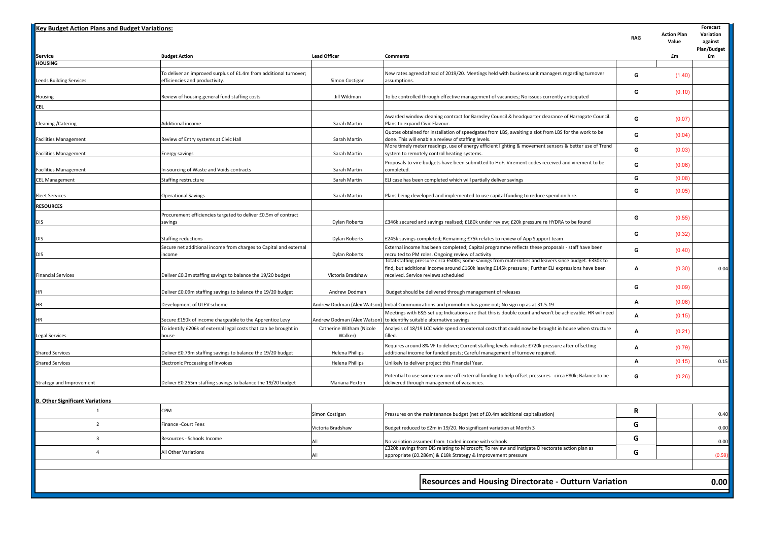## Key Budget Action Plans and Budget Variations:

| Service | Budget Action | Lead Officer | Comments | RAG | Action Plan Value £m | Forecast Variation against Plan/Budget £m |
|---|---|---|---|---|---|---|
| **HOUSING** | | | | | | |
| Leeds Building Services | To deliver an improved surplus of £1.4m from additional turnover; efficiencies and productivity. | Simon Costigan | New rates agreed ahead of 2019/20. Meetings held with business unit managers regarding turnover assumptions. | G | (1.40) | |
| Housing | Review of housing general fund staffing costs | Jill Wildman | To be controlled through effective management of vacancies; No issues currently anticipated | G | (0.10) | |
| **CEL** | | | | | | |
| Cleaning /Catering | Additional income | Sarah Martin | Awarded window cleaning contract for Barnsley Council & headquarter clearance of Harrogate Council. Plans to expand Civic Flavour. | G | (0.07) | |
| Facilities Management | Review of Entry systems at Civic Hall | Sarah Martin | Quotes obtained for installation of speedgates from LBS, awaiting a slot from LBS for the work to be done. This will enable a review of staffing levels. | G | (0.04) | |
| Facilities Management | Energy savings | Sarah Martin | More timely meter readings, use of energy efficient lighting & movement sensors & better use of Trend system to remotely control heating systems. | G | (0.03) | |
| Facilities Management | In-sourcing of Waste and Voids contracts | Sarah Martin | Proposals to vire budgets have been submitted to HoF. Virement codes received and virement to be completed. | G | (0.06) | |
| CEL Management | Staffing restructure | Sarah Martin | ELI case has been completed which will partially deliver savings | G | (0.08) | |
| Fleet Services | Operational Savings | Sarah Martin | Plans being developed and implemented to use capital funding to reduce spend on hire. | G | (0.05) | |
| **RESOURCES** | | | | | | |
| DIS | Procurement efficiencies targeted to deliver £0.5m of contract savings | Dylan Roberts | £346k secured and savings realised; £180k under review; £20k pressure re HYDRA to be found | G | (0.55) | |
| DIS | Staffing reductions | Dylan Roberts | £245k savings completed; Remaining £75k relates to review of App Support team | G | (0.32) | |
| DIS | Secure net additional income from charges to Capital and external income | Dylan Roberts | External income has been completed; Capital programme reflects these proposals - staff have been recruited to PM roles. Ongoing review of activity | G | (0.40) | |
| Financial Services | Deliver £0.3m staffing savings to balance the 19/20 budget | Victoria Bradshaw | Total staffing pressure circa £500k; Some savings from maternities and leavers since budget. £330k to find, but additional income around £160k leaving £145k pressure ; Further ELI expressions have been received. Service reviews scheduled | A | (0.30) | 0.04 |
| HR | Deliver £0.09m staffing savings to balance the 19/20 budget | Andrew Dodman | Budget should be delivered through management of releases | G | (0.09) | |
| HR | Development of ULEV scheme | Andrew Dodman (Alex Watson) | Initial Communications and promotion has gone out; No sign up as at 31.5.19 | A | (0.06) | |
| HR | Secure £150k of income chargeable to the Apprentice Levy | Andrew Dodman (Alex Watson) | Meetings with E&S set up; Indications are that this is double count and won't be achievable. HR wil need to identifiy suitable alternative savings | A | (0.15) | |
| Legal Services | To identify £206k of external legal costs that can be brought in house | Catherine Witham (Nicole Walker) | Analysis of 18/19 LCC wide spend on external costs that could now be brought in house when structure filled. | A | (0.21) | |
| Shared Services | Deliver £0.79m staffing savings to balance the 19/20 budget | Helena Phillips | Requires around 8% VF to deliver; Current staffing levels indicate £720k pressure after offsetting additional income for funded posts; Careful management of turnover required. | A | (0.79) | |
| Shared Services | Electronic Processing of Invoices | Helena Phillips | Unlikely to deliver project this Financial Year. | A | (0.15) | 0.15 |
| Strategy and Improvement | Deliver £0.255m staffing savings to balance the 19/20 budget | Mariana Pexton | Potential to use some new one off external funding to help offset pressures - circa £80k; Balance to be delivered through management of vacancies. | G | (0.26) | |
| **B. Other Significant Variations** | | | | | | |
| 1 | CPM | Simon Costigan | Pressures on the maintenance budget (net of £0.4m additional capitalisation) | R | | 0.40 |
| 2 | Finance -Court Fees | Victoria Bradshaw | Budget reduced to £2m in 19/20. No significant variation at Month 3 | G | | 0.00 |
| 3 | Resources - Schools Income | All | No variation assumed from traded income with schools | G | | 0.00 |
| 4 | All Other Variations | All | £320k savings from DIS relating to Microsoft; To review and instigate Directorate action plan as appropriate (£0.286m) & £18k Strategy & Improvement pressure | G | | (0.59) |
| | | | **Resources and Housing Directorate - Outturn Variation** | | | **0.00** |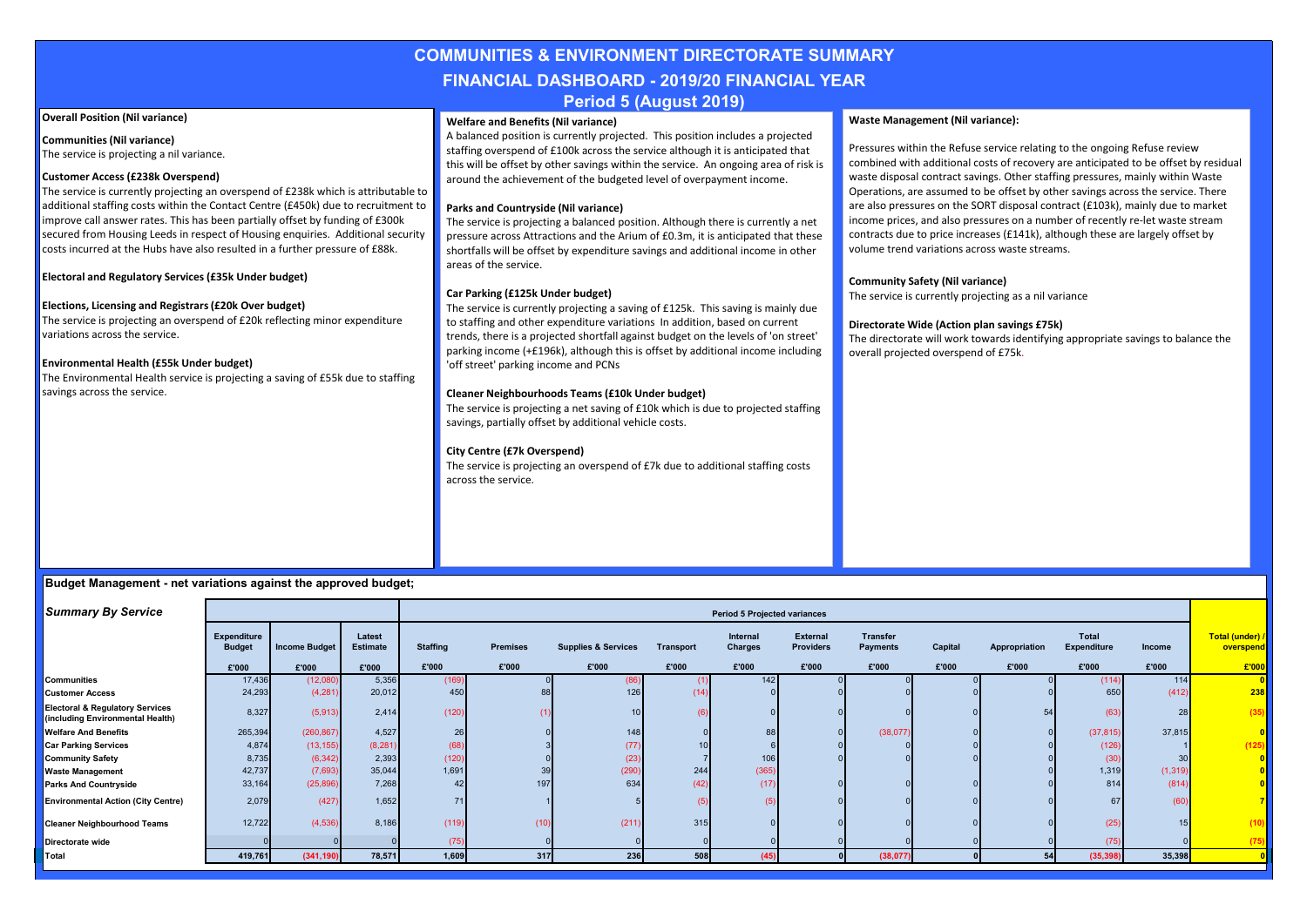# COMMUNITIES & ENVIRONMENT DIRECTORATE SUMMARY

## FINANCIAL DASHBOARD - 2019/20 FINANCIAL YEAR

## Period 5 (August 2019)

**Overall Position (Nil variance)**

**Communities (Nil variance)**
The service is projecting a nil variance.

**Customer Access (£238k Overspend)**
The service is currently projecting an overspend of £238k which is attributable to additional staffing costs within the Contact Centre (£450k) due to recruitment to improve call answer rates. This has been partially offset by funding of £300k secured from Housing Leeds in respect of Housing enquiries. Additional security costs incurred at the Hubs have also resulted in a further pressure of £88k.

**Electoral and Regulatory Services (£35k Under budget)**

**Elections, Licensing and Registrars (£20k Over budget)**
The service is projecting an overspend of £20k reflecting minor expenditure variations across the service.

**Environmental Health (£55k Under budget)**
The Environmental Health service is projecting a saving of £55k due to staffing savings across the service.

**Welfare and Benefits (Nil variance)**
A balanced position is currently projected. This position includes a projected staffing overspend of £100k across the service although it is anticipated that this will be offset by other savings within the service. An ongoing area of risk is around the achievement of the budgeted level of overpayment income.

**Parks and Countryside (Nil variance)**
The service is projecting a balanced position. Although there is currently a net pressure across Attractions and the Arium of £0.3m, it is anticipated that these shortfalls will be offset by expenditure savings and additional income in other areas of the service.

**Car Parking (£125k Under budget)**
The service is currently projecting a saving of £125k. This saving is mainly due to staffing and other expenditure variations In addition, based on current trends, there is a projected shortfall against budget on the levels of 'on street' parking income (+£196k), although this is offset by additional income including 'off street' parking income and PCNs

**Cleaner Neighbourhoods Teams (£10k Under budget)**
The service is projecting a net saving of £10k which is due to projected staffing savings, partially offset by additional vehicle costs.

**City Centre (£7k Overspend)**
The service is projecting an overspend of £7k due to additional staffing costs across the service.

**Waste Management (Nil variance):**

Pressures within the Refuse service relating to the ongoing Refuse review combined with additional costs of recovery are anticipated to be offset by residual waste disposal contract savings. Other staffing pressures, mainly within Waste Operations, are assumed to be offset by other savings across the service. There are also pressures on the SORT disposal contract (£103k), mainly due to market income prices, and also pressures on a number of recently re-let waste stream contracts due to price increases (£141k), although these are largely offset by volume trend variations across waste streams.

**Community Safety (Nil variance)**
The service is currently projecting as a nil variance

**Directorate Wide (Action plan savings £75k)**
The directorate will work towards identifying appropriate savings to balance the overall projected overspend of £75k.

**Budget Management - net variations against the approved budget;**

| *Summary By Service* | Expenditure Budget | Income Budget | Latest Estimate | Period 5 Projected variances | | | | | | | | | | | Total (under) / overspend |
|---|---|---|---|---|---|---|---|---|---|---|---|---|---|---|---|
| | | | | Staffing | Premises | Supplies & Services | Transport | Internal Charges | External Providers | Transfer Payments | Capital | Appropriation | Total Expenditure | Income | |
| | £'000 | £'000 | £'000 | £'000 | £'000 | £'000 | £'000 | £'000 | £'000 | £'000 | £'000 | £'000 | £'000 | £'000 | £'000 |
| Communities | 17,436 | (12,080) | 5,356 | (169) | 0 | (86) | (1) | 142 | 0 | 0 | 0 | 0 | (114) | 114 | 0 |
| Customer Access | 24,293 | (4,281) | 20,012 | 450 | 88 | 126 | (14) | 0 | 0 | 0 | 0 | 0 | 650 | (412) | 238 |
| Electoral & Regulatory Services (including Environmental Health) | 8,327 | (5,913) | 2,414 | (120) | (1) | 10 | (6) | 0 | 0 | 0 | 0 | 54 | (63) | 28 | (35) |
| Welfare And Benefits | 265,394 | (260,867) | 4,527 | 26 | 0 | 148 | 0 | 88 | 0 | (38,077) | 0 | 0 | (37,815) | 37,815 | 0 |
| Car Parking Services | 4,874 | (13,155) | (8,281) | (68) | 3 | (77) | 10 | 6 | 0 | 0 | 0 | 0 | (126) | 1 | (125) |
| Community Safety | 8,735 | (6,342) | 2,393 | (120) | 0 | (23) | 7 | 106 | 0 | 0 | 0 | 0 | (30) | 30 | 0 |
| Waste Management | 42,737 | (7,693) | 35,044 | 1,691 | 39 | (290) | 244 | (365) | | | | 0 | 1,319 | (1,319) | 0 |
| Parks And Countryside | 33,164 | (25,896) | 7,268 | 42 | 197 | 634 | (42) | (17) | 0 | 0 | 0 | 0 | 814 | (814) | 0 |
| Environmental Action (City Centre) | 2,079 | (427) | 1,652 | 71 | 1 | 5 | (5) | (5) | 0 | 0 | 0 | 0 | 67 | (60) | 7 |
| Cleaner Neighbourhood Teams | 12,722 | (4,536) | 8,186 | (119) | (10) | (211) | 315 | 0 | 0 | 0 | 0 | 0 | (25) | 15 | (10) |
| Directorate wide | 0 | 0 | 0 | (75) | 0 | 0 | 0 | 0 | 0 | 0 | 0 | 0 | (75) | 0 | (75) |
| Total | 419,761 | (341,190) | 78,571 | 1,609 | 317 | 236 | 508 | (45) | 0 | (38,077) | 0 | 54 | (35,398) | 35,398 | 0 |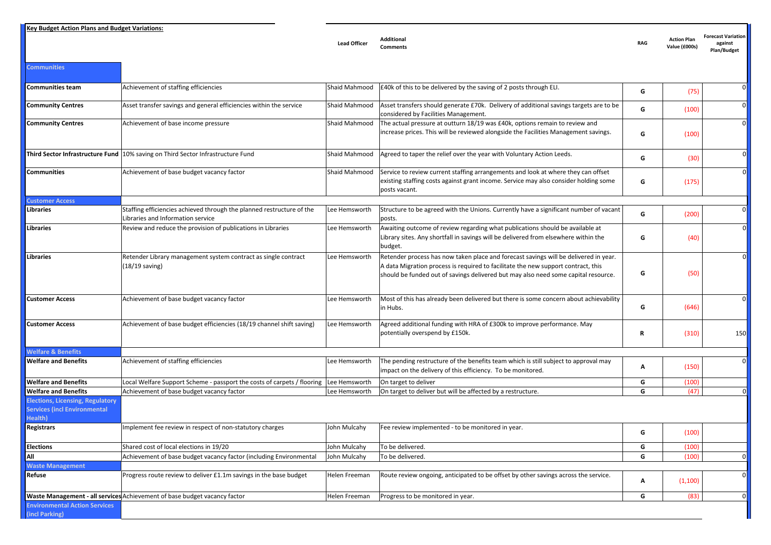| **Key Budget Action Plans and Budget Variations:** | | Lead Officer | Additional Comments | RAG | Action Plan Value (£000s) | Forecast Variation against Plan/Budget |
|---|---|---|---|---|---|---|
| **Communities** | | | | | | |
| **Communities team** | Achievement of staffing efficiencies | Shaid Mahmood | £40k of this to be delivered by the saving of 2 posts through ELI. | G | (75) | 0 |
| **Community Centres** | Asset transfer savings and general efficiencies within the service | Shaid Mahmood | Asset transfers should generate £70k. Delivery of additional savings targets are to be considered by Facilities Management. | G | (100) | 0 |
| **Community Centres** | Achievement of base income pressure | Shaid Mahmood | The actual pressure at outturn 18/19 was £40k, options remain to review and increase prices. This will be reviewed alongside the Facilities Management savings. | G | (100) | 0 |
| **Third Sector Infrastructure Fund** | 10% saving on Third Sector Infrastructure Fund | Shaid Mahmood | Agreed to taper the relief over the year with Voluntary Action Leeds. | G | (30) | 0 |
| **Communities** | Achievement of base budget vacancy factor | Shaid Mahmood | Service to review current staffing arrangements and look at where they can offset existing staffing costs against grant income. Service may also consider holding some posts vacant. | G | (175) | 0 |
| **Customer Access** | | | | | | |
| **Libraries** | Staffing efficiencies achieved through the planned restructure of the Libraries and Information service | Lee Hemsworth | Structure to be agreed with the Unions. Currently have a significant number of vacant posts. | G | (200) | 0 |
| **Libraries** | Review and reduce the provision of publications in Libraries | Lee Hemsworth | Awaiting outcome of review regarding what publications should be available at Library sites. Any shortfall in savings will be delivered from elsewhere within the budget. | G | (40) | 0 |
| **Libraries** | Retender Library management system contract as single contract (18/19 saving) | Lee Hemsworth | Retender process has now taken place and forecast savings will be delivered in year. A data Migration process is required to facilitate the new support contract, this should be funded out of savings delivered but may also need some capital resource. | G | (50) | 0 |
| **Customer Access** | Achievement of base budget vacancy factor | Lee Hemsworth | Most of this has already been delivered but there is some concern about achievability in Hubs. | G | (646) | 0 |
| **Customer Access** | Achievement of base budget efficiencies (18/19 channel shift saving) | Lee Hemsworth | Agreed additional funding with HRA of £300k to improve performance. May potentially overspend by £150k. | R | (310) | 150 |
| **Welfare & Benefits** | | | | | | |
| **Welfare and Benefits** | Achievement of staffing efficiencies | Lee Hemsworth | The pending restructure of the benefits team which is still subject to approval may impact on the delivery of this efficiency. To be monitored. | A | (150) | 0 |
| **Welfare and Benefits** | Local Welfare Support Scheme - passport the costs of carpets / flooring | Lee Hemsworth | On target to deliver | G | (100) | |
| **Welfare and Benefits** | Achievement of base budget vacancy factor | Lee Hemsworth | On target to deliver but will be affected by a restructure. | G | (47) | 0 |
| **Elections, Licensing, Regulatory Services (incl Environmental Health)** | | | | | | |
| **Registrars** | Implement fee review in respect of non-statutory charges | John Mulcahy | Fee review implemented - to be monitored in year. | G | (100) | |
| **Elections** | Shared cost of local elections in 19/20 | John Mulcahy | To be delivered. | G | (100) | |
| **All** | Achievement of base budget vacancy factor (including Environmental | John Mulcahy | To be delivered. | G | (100) | 0 |
| **Waste Management** | | | | | | |
| **Refuse** | Progress route review to deliver £1.1m savings in the base budget | Helen Freeman | Route review ongoing, anticipated to be offset by other savings across the service. | A | (1,100) | 0 |
| **Waste Management - all services** | Achievement of base budget vacancy factor | Helen Freeman | Progress to be monitored in year. | G | (83) | 0 |
| **Environmental Action Services (incl Parking)** | | | | | | |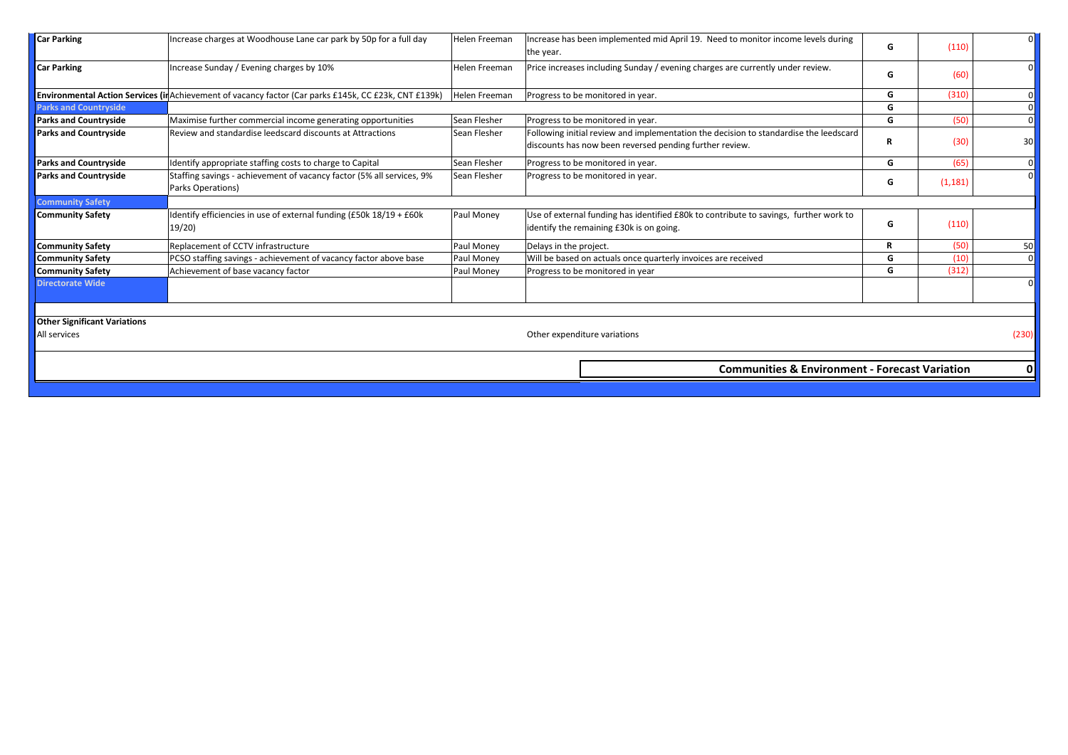| | | | | | | |
|---|---|---|---|---|---|---|
| **Car Parking** | Increase charges at Woodhouse Lane car park by 50p for a full day | Helen Freeman | Increase has been implemented mid April 19. Need to monitor income levels during the year. | G | (110) | 0 |
| **Car Parking** | Increase Sunday / Evening charges by 10% | Helen Freeman | Price increases including Sunday / evening charges are currently under review. | G | (60) | 0 |
| **Environmental Action Services (in** | Achievement of vacancy factor (Car parks £145k, CC £23k, CNT £139k) | Helen Freeman | Progress to be monitored in year. | G | (310) | 0 |
| **Parks and Countryside** | | | | G | | 0 |
| **Parks and Countryside** | Maximise further commercial income generating opportunities | Sean Flesher | Progress to be monitored in year. | G | (50) | 0 |
| **Parks and Countryside** | Review and standardise leedscard discounts at Attractions | Sean Flesher | Following initial review and implementation the decision to standardise the leedscard discounts has now been reversed pending further review. | R | (30) | 30 |
| **Parks and Countryside** | Identify appropriate staffing costs to charge to Capital | Sean Flesher | Progress to be monitored in year. | G | (65) | 0 |
| **Parks and Countryside** | Staffing savings - achievement of vacancy factor (5% all services, 9% Parks Operations) | Sean Flesher | Progress to be monitored in year. | G | (1,181) | 0 |
| **Community Safety** | | | | | | |
| **Community Safety** | Identify efficiencies in use of external funding (£50k 18/19 + £60k 19/20) | Paul Money | Use of external funding has identified £80k to contribute to savings, further work to identify the remaining £30k is on going. | G | (110) | |
| **Community Safety** | Replacement of CCTV infrastructure | Paul Money | Delays in the project. | R | (50) | 50 |
| **Community Safety** | PCSO staffing savings - achievement of vacancy factor above base | Paul Money | Will be based on actuals once quarterly invoices are received | G | (10) | 0 |
| **Community Safety** | Achievement of base vacancy factor | Paul Money | Progress to be monitored in year | G | (312) | |
| **Directorate Wide** | | | | | | 0 |
| | | | | | | |
| **Other Significant Variations** | | | | | | |
| All services | | | Other expenditure variations | | | (230) |
| | | | **Communities & Environment - Forecast Variation** | | | **0** |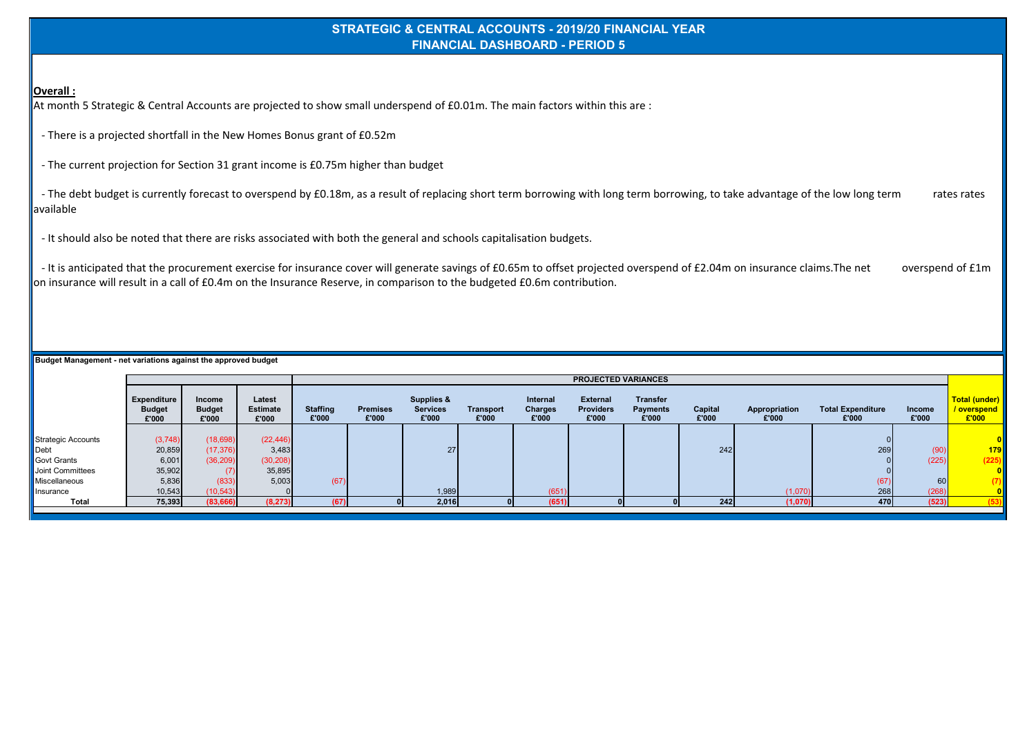# STRATEGIC & CENTRAL ACCOUNTS - 2019/20 FINANCIAL YEAR
## FINANCIAL DASHBOARD - PERIOD 5

**Overall :**

At month 5 Strategic & Central Accounts are projected to show small underspend of £0.01m. The main factors within this are :

- There is a projected shortfall in the New Homes Bonus grant of £0.52m
- The current projection for Section 31 grant income is £0.75m higher than budget
- The debt budget is currently forecast to overspend by £0.18m, as a result of replacing short term borrowing with long term borrowing, to take advantage of the low long term rates rates available
- It should also be noted that there are risks associated with both the general and schools capitalisation budgets.
- It is anticipated that the procurement exercise for insurance cover will generate savings of £0.65m to offset projected overspend of £2.04m on insurance claims.The net overspend of £1m on insurance will result in a call of £0.4m on the Insurance Reserve, in comparison to the budgeted £0.6m contribution.

**Budget Management - net variations against the approved budget**

| | | | | PROJECTED VARIANCES | | | | | | | | | | | | |
|---|---|---|---|---|---|---|---|---|---|---|---|---|---|---|---|
| | Expenditure Budget £'000 | Income Budget £'000 | Latest Estimate £'000 | Staffing £'000 | Premises £'000 | Supplies & Services £'000 | Transport £'000 | Internal Charges £'000 | External Providers £'000 | Transfer Payments £'000 | Capital £'000 | Appropriation £'000 | Total Expenditure £'000 | Income £'000 | Total (under) / overspend £'000 |
| Strategic Accounts | (3,748) | (18,698) | (22,446) | | | | | | | | | | 0 | | 0 |
| Debt | 20,859 | (17,376) | 3,483 | | | 27 | | | | | 242 | | 269 | (90) | 179 |
| Govt Grants | 6,001 | (36,209) | (30,208) | | | | | | | | | | 0 | (225) | (225) |
| Joint Committees | 35,902 | (7) | 35,895 | | | | | | | | | | 0 | | 0 |
| Miscellaneous | 5,836 | (833) | 5,003 | (67) | | | | | | | | | (67) | 60 | (7) |
| Insurance | 10,543 | (10,543) | 0 | | | 1,989 | | (651) | | | | (1,070) | 268 | (268) | 0 |
| **Total** | **75,393** | **(83,666)** | **(8,273)** | **(67)** | **0** | **2,016** | **0** | **(651)** | **0** | **0** | **242** | **(1,070)** | **470** | **(523)** | **(53)** |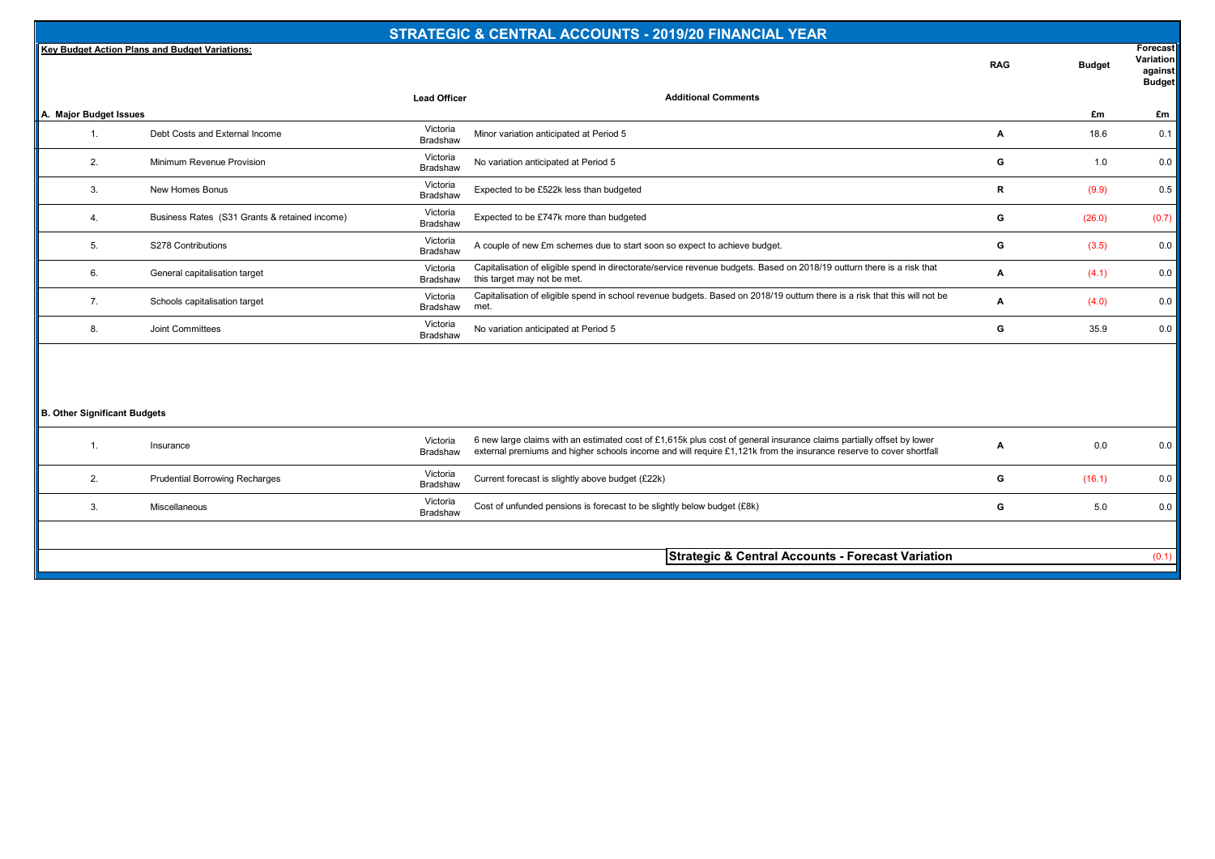# STRATEGIC & CENTRAL ACCOUNTS - 2019/20 FINANCIAL YEAR

**Key Budget Action Plans and Budget Variations:**

| | | Lead Officer | Additional Comments | RAG | Budget | Forecast Variation against Budget |
|---|---|---|---|---|---|---|
| **A. Major Budget Issues** | | | | | £m | £m |
| 1. | Debt Costs and External Income | Victoria Bradshaw | Minor variation anticipated at Period 5 | A | 18.6 | 0.1 |
| 2. | Minimum Revenue Provision | Victoria Bradshaw | No variation anticipated at Period 5 | G | 1.0 | 0.0 |
| 3. | New Homes Bonus | Victoria Bradshaw | Expected to be £522k less than budgeted | R | (9.9) | 0.5 |
| 4. | Business Rates (S31 Grants & retained income) | Victoria Bradshaw | Expected to be £747k more than budgeted | G | (26.0) | (0.7) |
| 5. | S278 Contributions | Victoria Bradshaw | A couple of new £m schemes due to start soon so expect to achieve budget. | G | (3.5) | 0.0 |
| 6. | General capitalisation target | Victoria Bradshaw | Capitalisation of eligible spend in directorate/service revenue budgets. Based on 2018/19 outturn there is a risk that this target may not be met. | A | (4.1) | 0.0 |
| 7. | Schools capitalisation target | Victoria Bradshaw | Capitalisation of eligible spend in school revenue budgets. Based on 2018/19 outturn there is a risk that this will not be met. | A | (4.0) | 0.0 |
| 8. | Joint Committees | Victoria Bradshaw | No variation anticipated at Period 5 | G | 35.9 | 0.0 |
| **B. Other Significant Budgets** | | | | | | |
| 1. | Insurance | Victoria Bradshaw | 6 new large claims with an estimated cost of £1,615k plus cost of general insurance claims partially offset by lower external premiums and higher schools income and will require £1,121k from the insurance reserve to cover shortfall | A | 0.0 | 0.0 |
| 2. | Prudential Borrowing Recharges | Victoria Bradshaw | Current forecast is slightly above budget (£22k) | G | (16.1) | 0.0 |
| 3. | Miscellaneous | Victoria Bradshaw | Cost of unfunded pensions is forecast to be slightly below budget (£8k) | G | 5.0 | 0.0 |
| | | | **Strategic & Central Accounts - Forecast Variation** | | | (0.1) |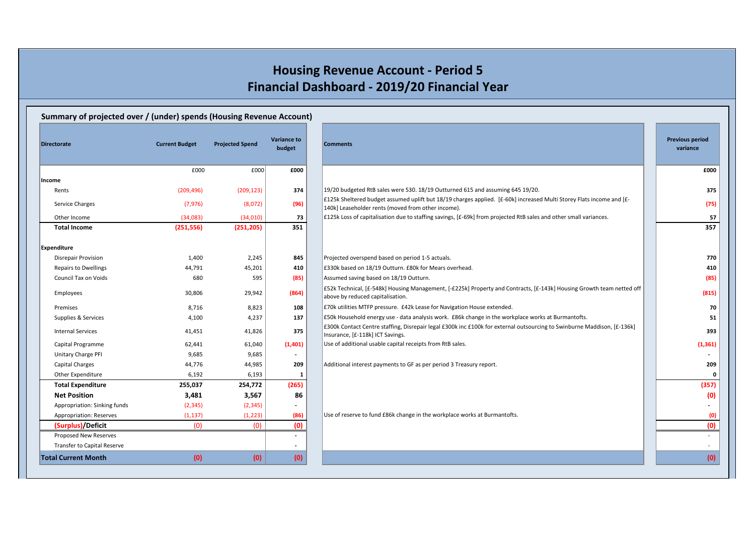# Housing Revenue Account - Period 5
# Financial Dashboard - 2019/20 Financial Year

## Summary of projected over / (under) spends (Housing Revenue Account)

| Directorate | Current Budget | Projected Spend | Variance to budget | Comments | Previous period variance |
|---|---|---|---|---|---|
| | £000 | £000 | £000 | | £000 |
| **Income** | | | | | |
| Rents | (209,496) | (209,123) | 374 | 19/20 budgeted RtB sales were 530. 18/19 Outturned 615 and assuming 645 19/20. | 375 |
| Service Charges | (7,976) | (8,072) | (96) | £125k Sheltered budget assumed uplift but 18/19 charges applied. [£-60k] increased Multi Storey Flats income and [£-140k] Leaseholder rents (moved from other income). | (75) |
| Other Income | (34,083) | (34,010) | 73 | £125k Loss of capitalisation due to staffing savings, [£-69k] from projected RtB sales and other small variances. | 57 |
| **Total Income** | **(251,556)** | **(251,205)** | **351** | | **357** |
| **Expenditure** | | | | | |
| Disrepair Provision | 1,400 | 2,245 | 845 | Projected overspend based on period 1-5 actuals. | 770 |
| Repairs to Dwellings | 44,791 | 45,201 | 410 | £330k based on 18/19 Outturn. £80k for Mears overhead. | 410 |
| Council Tax on Voids | 680 | 595 | (85) | Assumed saving based on 18/19 Outturn. | (85) |
| Employees | 30,806 | 29,942 | (864) | £52k Technical, [£-548k] Housing Management, [-£225k] Property and Contracts, [£-143k] Housing Growth team netted off above by reduced capitalisation. | (815) |
| Premises | 8,716 | 8,823 | 108 | £70k utilities MTFP pressure. £42k Lease for Navigation House extended. | 70 |
| Supplies & Services | 4,100 | 4,237 | 137 | £50k Household energy use - data analysis work. £86k change in the workplace works at Burmantofts. | 51 |
| Internal Services | 41,451 | 41,826 | 375 | £300k Contact Centre staffing, Disrepair legal £300k inc £100k for external outsourcing to Swinburne Maddison, [£-136k] Insurance, [£-118k] ICT Savings. | 393 |
| Capital Programme | 62,441 | 61,040 | (1,401) | Use of additional usable capital receipts from RtB sales. | (1,361) |
| Unitary Charge PFI | 9,685 | 9,685 | - | | - |
| Capital Charges | 44,776 | 44,985 | 209 | Additional interest payments to GF as per period 3 Treasury report. | 209 |
| Other Expenditure | 6,192 | 6,193 | 1 | | 0 |
| **Total Expenditure** | **255,037** | **254,772** | **(265)** | | **(357)** |
| **Net Position** | **3,481** | **3,567** | **86** | | **(0)** |
| Appropriation: Sinking funds | (2,345) | (2,345) | - | | - |
| Appropriation: Reserves | (1,137) | (1,223) | (86) | Use of reserve to fund £86k change in the workplace works at Burmantofts. | (0) |
| **(Surplus)/Deficit** | (0) | (0) | (0) | | (0) |
| Proposed New Reserves | | | - | | - |
| Transfer to Capital Reserve | | | - | | - |
| **Total Current Month** | **(0)** | **(0)** | **(0)** | | **(0)** |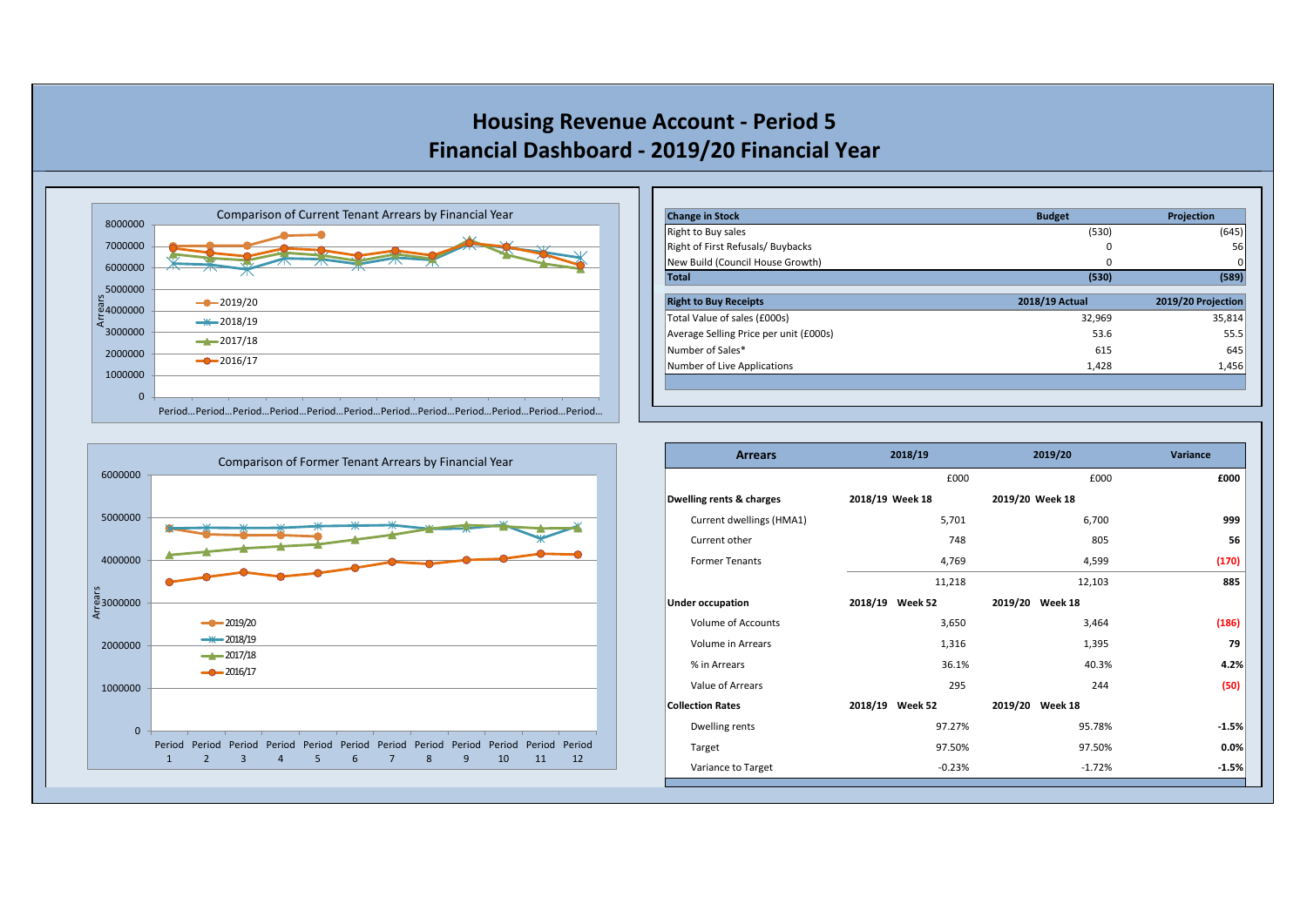# Housing Revenue Account - Period 5
# Financial Dashboard - 2019/20 Financial Year

**Comparison of Current Tenant Arrears by Financial Year**

Arrears

Legend: 2019/20, 2018/19, 2017/18, 2016/17

Y-axis: 0, 1000000, 2000000, 3000000, 4000000, 5000000, 6000000, 7000000, 8000000

X-axis: Period… Period… Period… Period… Period… Period… Period… Period… Period… Period… Period… Period…

**Comparison of Former Tenant Arrears by Financial Year**

Arrears

Legend: 2019/20, 2018/19, 2017/18, 2016/17

Y-axis: 0, 1000000, 2000000, 3000000, 4000000, 5000000, 6000000

X-axis: Period 1, Period 2, Period 3, Period 4, Period 5, Period 6, Period 7, Period 8, Period 9, Period 10, Period 11, Period 12

| Change in Stock | Budget | Projection |
|---|---|---|
| Right to Buy sales | (530) | (645) |
| Right of First Refusals/ Buybacks | 0 | 56 |
| New Build (Council House Growth) | 0 | 0 |
| **Total** | **(530)** | **(589)** |

| Right to Buy Receipts | 2018/19 Actual | 2019/20 Projection |
|---|---|---|
| Total Value of sales (£000s) | 32,969 | 35,814 |
| Average Selling Price per unit (£000s) | 53.6 | 55.5 |
| Number of Sales* | 615 | 645 |
| Number of Live Applications | 1,428 | 1,456 |

| Arrears | 2018/19 | 2019/20 | Variance |
|---|---|---|---|
| | £000 | £000 | **£000** |
| **Dwelling rents & charges** | **2018/19 Week 18** | **2019/20 Week 18** | |
| Current dwellings (HMA1) | 5,701 | 6,700 | **999** |
| Current other | 748 | 805 | **56** |
| Former Tenants | 4,769 | 4,599 | **(170)** |
| | 11,218 | 12,103 | **885** |
| **Under occupation** | **2018/19 Week 52** | **2019/20 Week 18** | |
| Volume of Accounts | 3,650 | 3,464 | **(186)** |
| Volume in Arrears | 1,316 | 1,395 | **79** |
| % in Arrears | 36.1% | 40.3% | **4.2%** |
| Value of Arrears | 295 | 244 | **(50)** |
| **Collection Rates** | **2018/19 Week 52** | **2019/20 Week 18** | |
| Dwelling rents | 97.27% | 95.78% | **-1.5%** |
| Target | 97.50% | 97.50% | **0.0%** |
| Variance to Target | -0.23% | -1.72% | **-1.5%** |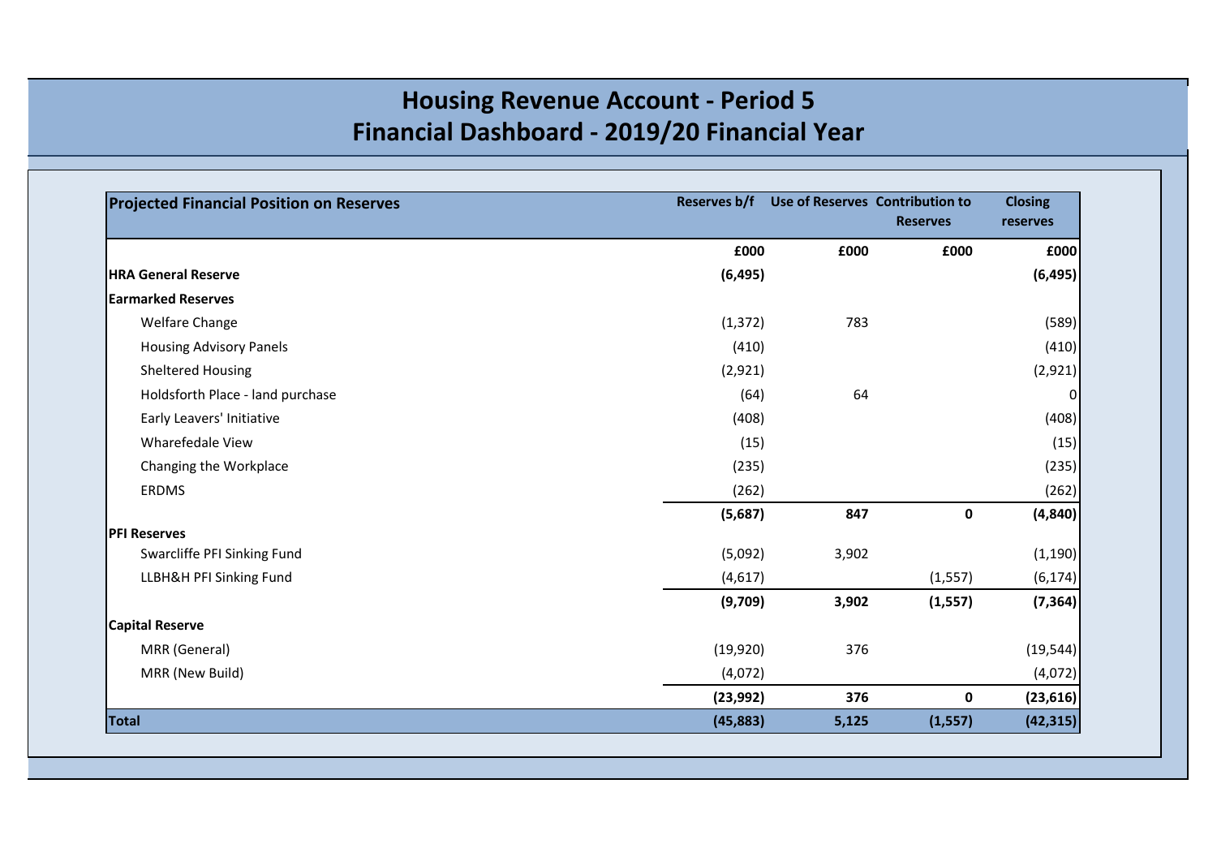# Housing Revenue Account - Period 5
# Financial Dashboard - 2019/20 Financial Year

| Projected Financial Position on Reserves | Reserves b/f | Use of Reserves | Contribution to Reserves | Closing reserves |
|---|---|---|---|---|
| | **£000** | **£000** | **£000** | **£000** |
| **HRA General Reserve** | **(6,495)** | | | **(6,495)** |
| **Earmarked Reserves** | | | | |
| Welfare Change | (1,372) | 783 | | (589) |
| Housing Advisory Panels | (410) | | | (410) |
| Sheltered Housing | (2,921) | | | (2,921) |
| Holdsforth Place - land purchase | (64) | 64 | | 0 |
| Early Leavers' Initiative | (408) | | | (408) |
| Wharefedale View | (15) | | | (15) |
| Changing the Workplace | (235) | | | (235) |
| ERDMS | (262) | | | (262) |
| | **(5,687)** | **847** | **0** | **(4,840)** |
| **PFI Reserves** | | | | |
| Swarcliffe PFI Sinking Fund | (5,092) | 3,902 | | (1,190) |
| LLBH&H PFI Sinking Fund | (4,617) | | (1,557) | (6,174) |
| | **(9,709)** | **3,902** | **(1,557)** | **(7,364)** |
| **Capital Reserve** | | | | |
| MRR (General) | (19,920) | 376 | | (19,544) |
| MRR (New Build) | (4,072) | | | (4,072) |
| | **(23,992)** | **376** | **0** | **(23,616)** |
| **Total** | **(45,883)** | **5,125** | **(1,557)** | **(42,315)** |